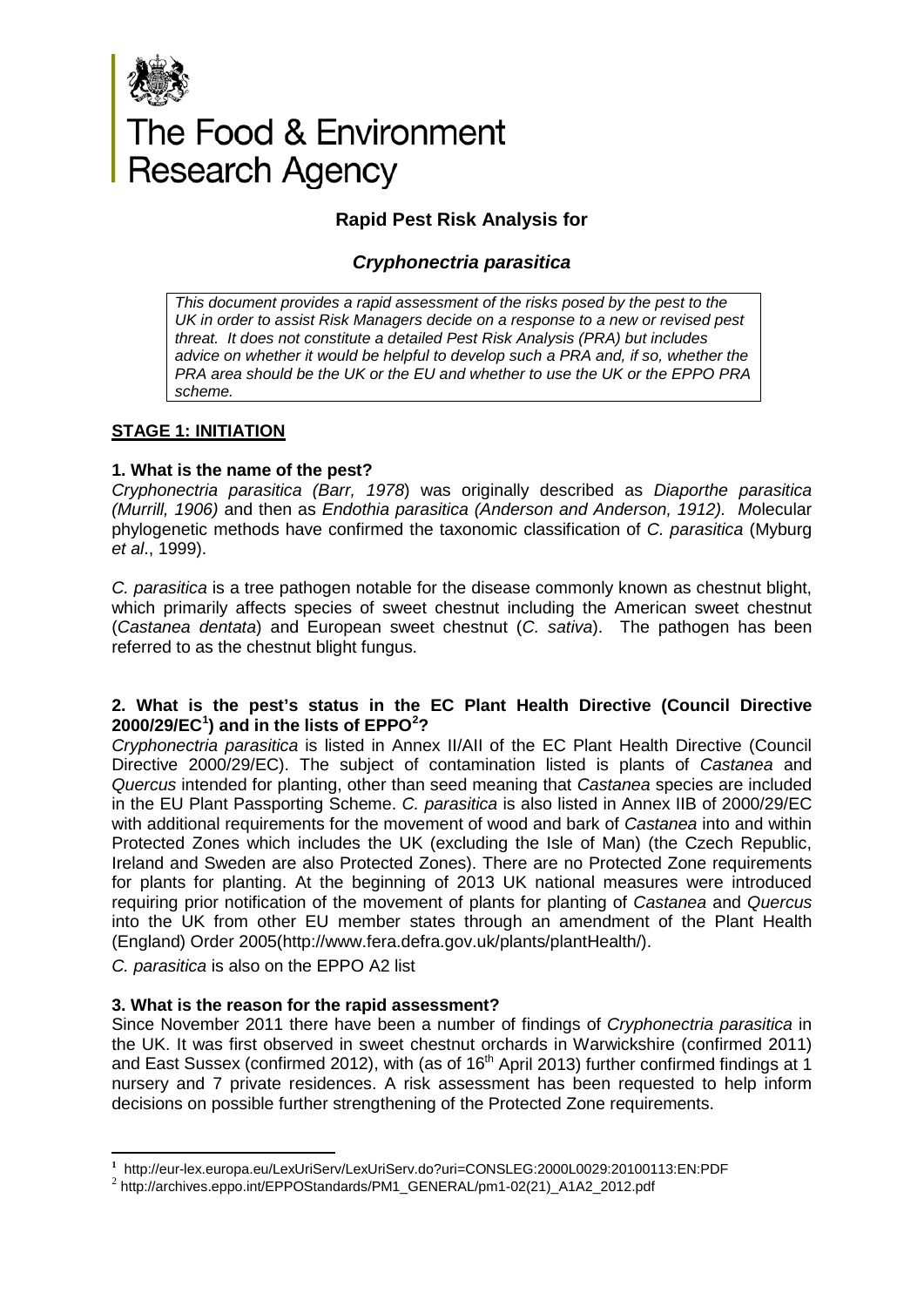# The Food & Environment Research Agency

## Rapid Pest Risk Analysis for

## *Cryphonectria parasitica*

*This document provides a rapid assessment of the risks posed by the pest to the UK in order to assist Risk Managers decide on a response to a new or revised pest threat. It does not constitute a detailed Pest Risk Analysis (PRA) but includes advice on whether it would be helpful to develop such a PRA and, if so, whether the PRA area should be the UK or the EU and whether to use the UK or the EPPO PRA scheme.*

### STAGE 1: INITIATION

**1. What is the name of the pest?**

*Cryphonectria parasitica (Barr, 1978*) was originally described as *Diaporthe parasitica (Murrill, 1906)* and then as *Endothia parasitica (Anderson and Anderson, 1912). M*olecular phylogenetic methods have confirmed the taxonomic classification of *C. parasitica* (Myburg *et al*., 1999).

*C. parasitica* is a tree pathogen notable for the disease commonly known as chestnut blight, which primarily affects species of sweet chestnut including the American sweet chestnut (*Castanea dentata*) and European sweet chestnut (*C. sativa*). The pathogen has been referred to as the chestnut blight fungus.

**2. What is the pest's status in the EC Plant Health Directive (Council Directive 2000/29/EC[1]) and in the lists of EPPO[2]?**

*Cryphonectria parasitica* is listed in Annex II/AII of the EC Plant Health Directive (Council Directive 2000/29/EC). The subject of contamination listed is plants of *Castanea* and *Quercus* intended for planting, other than seed meaning that *Castanea* species are included in the EU Plant Passporting Scheme. *C. parasitica* is also listed in Annex IIB of 2000/29/EC with additional requirements for the movement of wood and bark of *Castanea* into and within Protected Zones which includes the UK (excluding the Isle of Man) (the Czech Republic, Ireland and Sweden are also Protected Zones). There are no Protected Zone requirements for plants for planting. At the beginning of 2013 UK national measures were introduced requiring prior notification of the movement of plants for planting of *Castanea* and *Quercus* into the UK from other EU member states through an amendment of the Plant Health (England) Order 2005(http://www.fera.defra.gov.uk/plants/plantHealth/).

*C. parasitica* is also on the EPPO A2 list

**3. What is the reason for the rapid assessment?**

Since November 2011 there have been a number of findings of *Cryphonectria parasitica* in the UK. It was first observed in sweet chestnut orchards in Warwickshire (confirmed 2011) and East Sussex (confirmed 2012), with (as of 16th April 2013) further confirmed findings at 1 nursery and 7 private residences. A risk assessment has been requested to help inform decisions on possible further strengthening of the Protected Zone requirements.

---

[1] http://eur-lex.europa.eu/LexUriServ/LexUriServ.do?uri=CONSLEG:2000L0029:20100113:EN:PDF

[2] http://archives.eppo.int/EPPOStandards/PM1_GENERAL/pm1-02(21)_A1A2_2012.pdf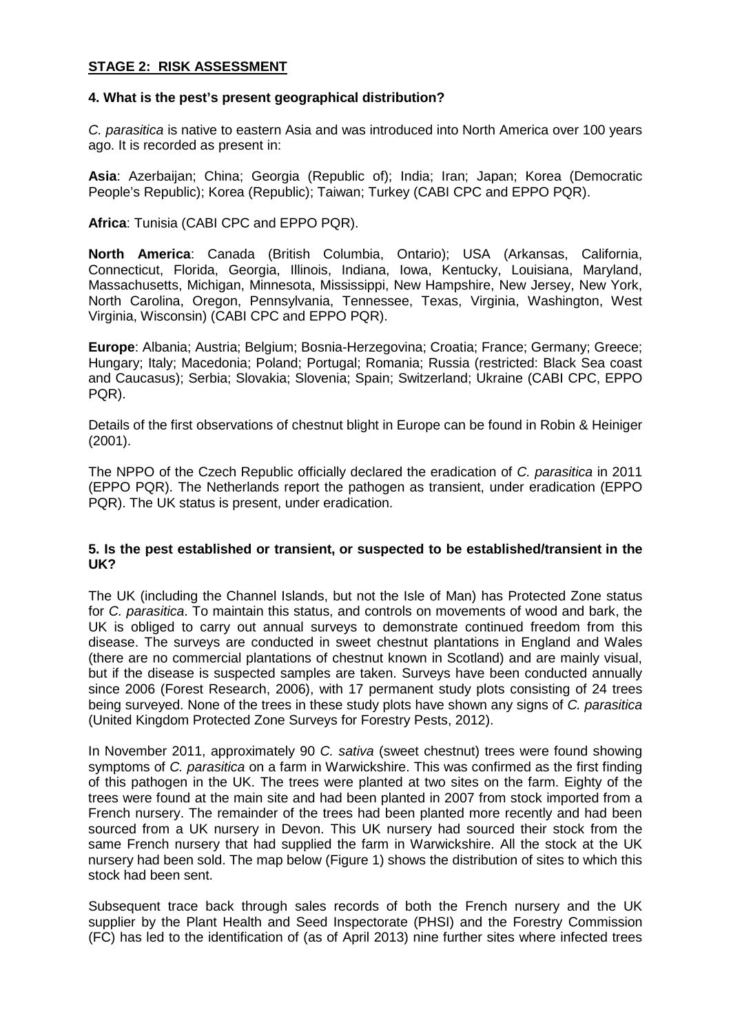## STAGE 2: RISK ASSESSMENT

### 4. What is the pest's present geographical distribution?

*C. parasitica* is native to eastern Asia and was introduced into North America over 100 years ago. It is recorded as present in:

**Asia**: Azerbaijan; China; Georgia (Republic of); India; Iran; Japan; Korea (Democratic People's Republic); Korea (Republic); Taiwan; Turkey (CABI CPC and EPPO PQR).

**Africa**: Tunisia (CABI CPC and EPPO PQR).

**North America**: Canada (British Columbia, Ontario); USA (Arkansas, California, Connecticut, Florida, Georgia, Illinois, Indiana, Iowa, Kentucky, Louisiana, Maryland, Massachusetts, Michigan, Minnesota, Mississippi, New Hampshire, New Jersey, New York, North Carolina, Oregon, Pennsylvania, Tennessee, Texas, Virginia, Washington, West Virginia, Wisconsin) (CABI CPC and EPPO PQR).

**Europe**: Albania; Austria; Belgium; Bosnia-Herzegovina; Croatia; France; Germany; Greece; Hungary; Italy; Macedonia; Poland; Portugal; Romania; Russia (restricted: Black Sea coast and Caucasus); Serbia; Slovakia; Slovenia; Spain; Switzerland; Ukraine (CABI CPC, EPPO PQR).

Details of the first observations of chestnut blight in Europe can be found in Robin & Heiniger (2001).

The NPPO of the Czech Republic officially declared the eradication of *C. parasitica* in 2011 (EPPO PQR). The Netherlands report the pathogen as transient, under eradication (EPPO PQR). The UK status is present, under eradication.

### 5. Is the pest established or transient, or suspected to be established/transient in the UK?

The UK (including the Channel Islands, but not the Isle of Man) has Protected Zone status for *C. parasitica*. To maintain this status, and controls on movements of wood and bark, the UK is obliged to carry out annual surveys to demonstrate continued freedom from this disease. The surveys are conducted in sweet chestnut plantations in England and Wales (there are no commercial plantations of chestnut known in Scotland) and are mainly visual, but if the disease is suspected samples are taken. Surveys have been conducted annually since 2006 (Forest Research, 2006), with 17 permanent study plots consisting of 24 trees being surveyed. None of the trees in these study plots have shown any signs of *C. parasitica* (United Kingdom Protected Zone Surveys for Forestry Pests, 2012).

In November 2011, approximately 90 *C. sativa* (sweet chestnut) trees were found showing symptoms of *C. parasitica* on a farm in Warwickshire. This was confirmed as the first finding of this pathogen in the UK. The trees were planted at two sites on the farm. Eighty of the trees were found at the main site and had been planted in 2007 from stock imported from a French nursery. The remainder of the trees had been planted more recently and had been sourced from a UK nursery in Devon. This UK nursery had sourced their stock from the same French nursery that had supplied the farm in Warwickshire. All the stock at the UK nursery had been sold. The map below (Figure 1) shows the distribution of sites to which this stock had been sent.

Subsequent trace back through sales records of both the French nursery and the UK supplier by the Plant Health and Seed Inspectorate (PHSI) and the Forestry Commission (FC) has led to the identification of (as of April 2013) nine further sites where infected trees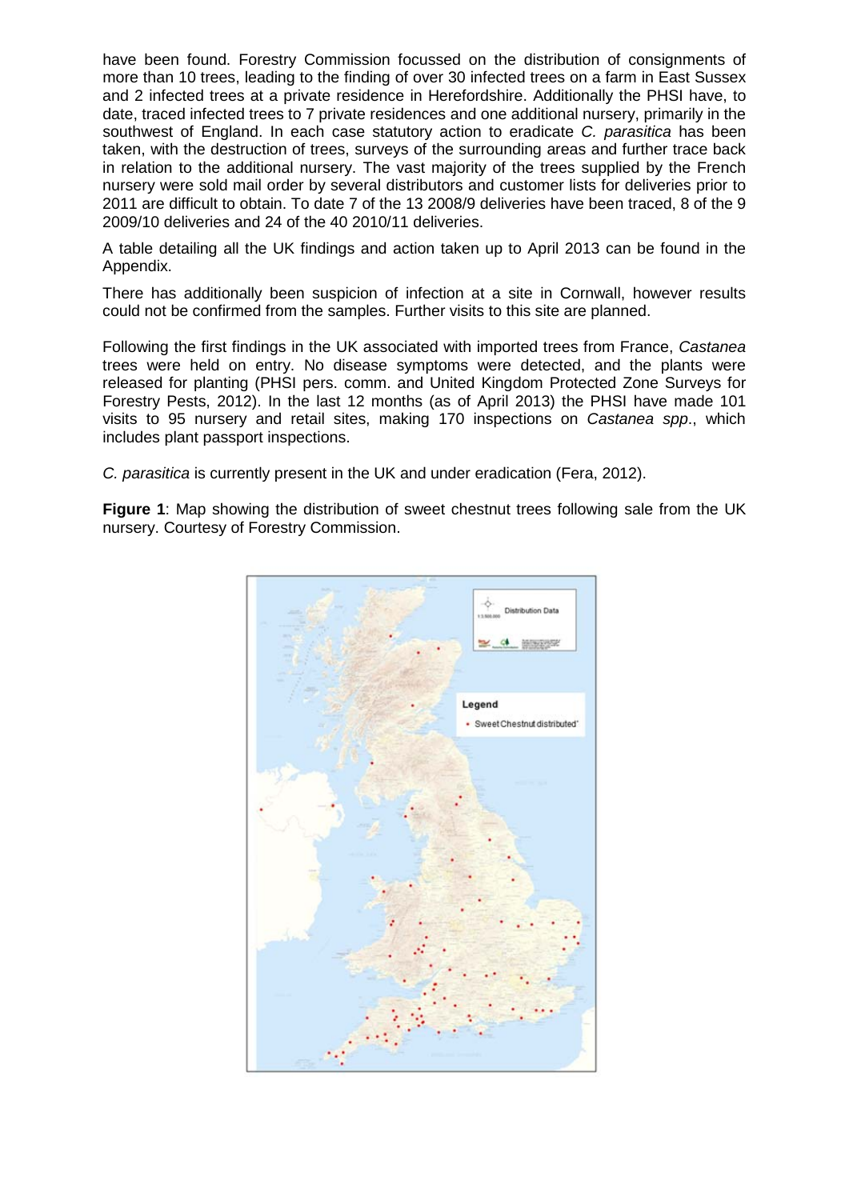have been found. Forestry Commission focussed on the distribution of consignments of more than 10 trees, leading to the finding of over 30 infected trees on a farm in East Sussex and 2 infected trees at a private residence in Herefordshire. Additionally the PHSI have, to date, traced infected trees to 7 private residences and one additional nursery, primarily in the southwest of England. In each case statutory action to eradicate *C. parasitica* has been taken, with the destruction of trees, surveys of the surrounding areas and further trace back in relation to the additional nursery. The vast majority of the trees supplied by the French nursery were sold mail order by several distributors and customer lists for deliveries prior to 2011 are difficult to obtain. To date 7 of the 13 2008/9 deliveries have been traced, 8 of the 9 2009/10 deliveries and 24 of the 40 2010/11 deliveries.

A table detailing all the UK findings and action taken up to April 2013 can be found in the Appendix.

There has additionally been suspicion of infection at a site in Cornwall, however results could not be confirmed from the samples. Further visits to this site are planned.

Following the first findings in the UK associated with imported trees from France, *Castanea* trees were held on entry. No disease symptoms were detected, and the plants were released for planting (PHSI pers. comm. and United Kingdom Protected Zone Surveys for Forestry Pests, 2012). In the last 12 months (as of April 2013) the PHSI have made 101 visits to 95 nursery and retail sites, making 170 inspections on *Castanea spp*., which includes plant passport inspections.

*C. parasitica* is currently present in the UK and under eradication (Fera, 2012).

**Figure 1**: Map showing the distribution of sweet chestnut trees following sale from the UK nursery. Courtesy of Forestry Commission.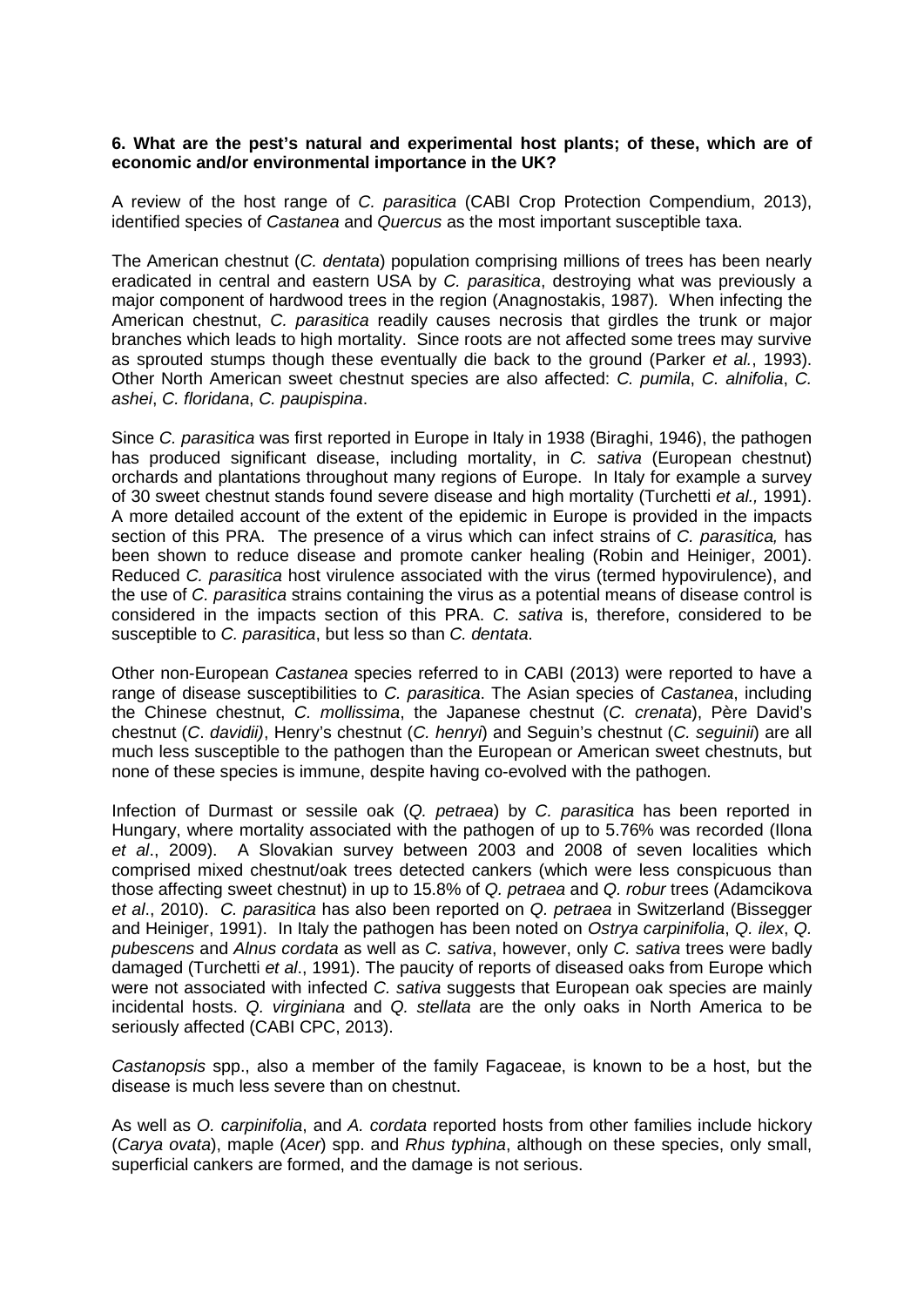**6. What are the pest's natural and experimental host plants; of these, which are of economic and/or environmental importance in the UK?**

A review of the host range of *C. parasitica* (CABI Crop Protection Compendium, 2013), identified species of *Castanea* and *Quercus* as the most important susceptible taxa.

The American chestnut (*C. dentata*) population comprising millions of trees has been nearly eradicated in central and eastern USA by *C. parasitica*, destroying what was previously a major component of hardwood trees in the region (Anagnostakis, 1987). When infecting the American chestnut, *C. parasitica* readily causes necrosis that girdles the trunk or major branches which leads to high mortality. Since roots are not affected some trees may survive as sprouted stumps though these eventually die back to the ground (Parker *et al.*, 1993). Other North American sweet chestnut species are also affected: *C. pumila*, *C. alnifolia*, *C. ashei*, *C. floridana*, *C. paupispina*.

Since *C. parasitica* was first reported in Europe in Italy in 1938 (Biraghi, 1946), the pathogen has produced significant disease, including mortality, in *C. sativa* (European chestnut) orchards and plantations throughout many regions of Europe. In Italy for example a survey of 30 sweet chestnut stands found severe disease and high mortality (Turchetti *et al.,* 1991). A more detailed account of the extent of the epidemic in Europe is provided in the impacts section of this PRA. The presence of a virus which can infect strains of *C. parasitica,* has been shown to reduce disease and promote canker healing (Robin and Heiniger, 2001). Reduced *C. parasitica* host virulence associated with the virus (termed hypovirulence), and the use of *C. parasitica* strains containing the virus as a potential means of disease control is considered in the impacts section of this PRA. *C. sativa* is, therefore, considered to be susceptible to *C. parasitica*, but less so than *C. dentata*.

Other non-European *Castanea* species referred to in CABI (2013) were reported to have a range of disease susceptibilities to *C. parasitica*. The Asian species of *Castanea*, including the Chinese chestnut, *C. mollissima*, the Japanese chestnut (*C. crenata*), Père David's chestnut (*C. davidii)*, Henry's chestnut (*C. henryi*) and Seguin's chestnut (*C. seguinii*) are all much less susceptible to the pathogen than the European or American sweet chestnuts, but none of these species is immune, despite having co-evolved with the pathogen.

Infection of Durmast or sessile oak (*Q. petraea*) by *C. parasitica* has been reported in Hungary, where mortality associated with the pathogen of up to 5.76% was recorded (Ilona *et al*., 2009). A Slovakian survey between 2003 and 2008 of seven localities which comprised mixed chestnut/oak trees detected cankers (which were less conspicuous than those affecting sweet chestnut) in up to 15.8% of *Q. petraea* and *Q. robur* trees (Adamcikova *et al*., 2010). *C. parasitica* has also been reported on *Q. petraea* in Switzerland (Bissegger and Heiniger, 1991). In Italy the pathogen has been noted on *Ostrya carpinifolia*, *Q. ilex*, *Q. pubescens* and *Alnus cordata* as well as *C. sativa*, however, only *C. sativa* trees were badly damaged (Turchetti *et al*., 1991). The paucity of reports of diseased oaks from Europe which were not associated with infected *C. sativa* suggests that European oak species are mainly incidental hosts. *Q. virginiana* and *Q. stellata* are the only oaks in North America to be seriously affected (CABI CPC, 2013).

*Castanopsis* spp., also a member of the family Fagaceae, is known to be a host, but the disease is much less severe than on chestnut.

As well as *O. carpinifolia*, and *A. cordata* reported hosts from other families include hickory (*Carya ovata*), maple (*Acer*) spp. and *Rhus typhina*, although on these species, only small, superficial cankers are formed, and the damage is not serious.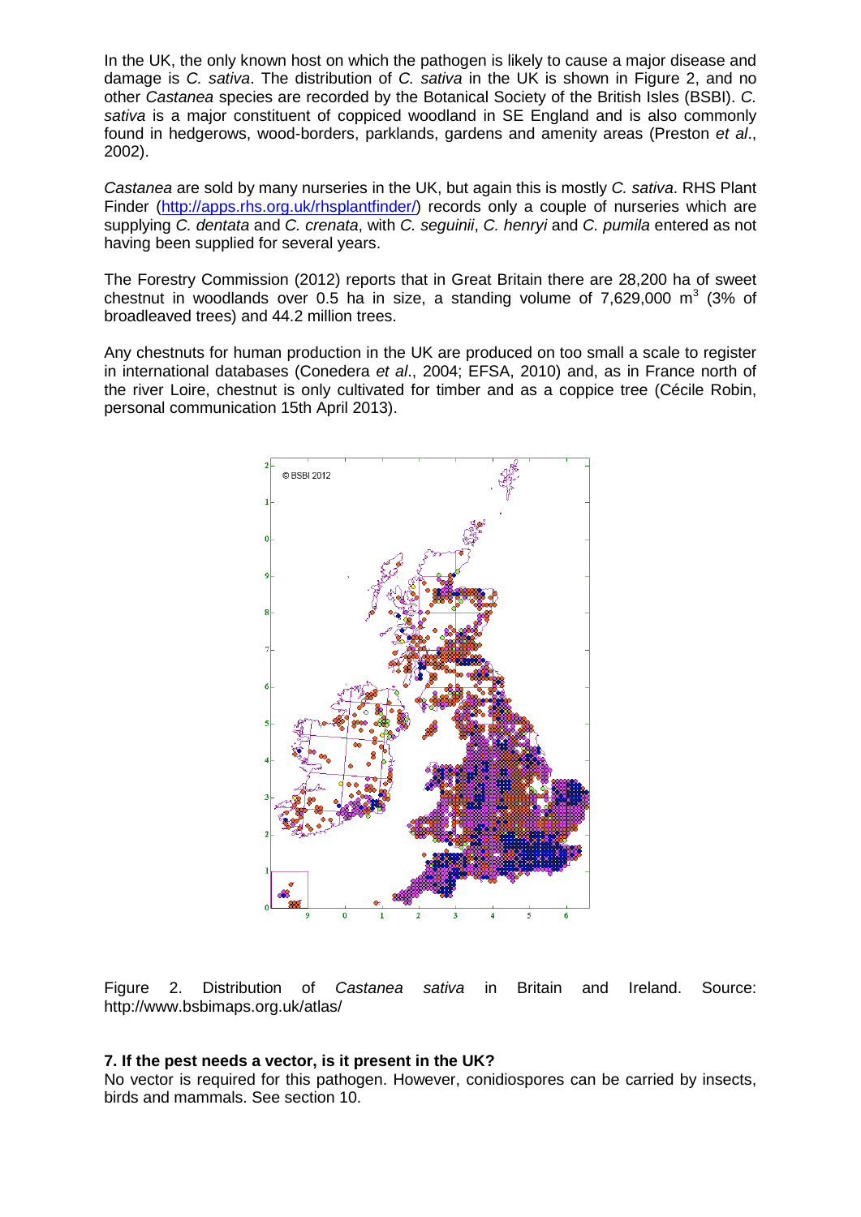In the UK, the only known host on which the pathogen is likely to cause a major disease and damage is *C. sativa*. The distribution of *C. sativa* in the UK is shown in Figure 2, and no other *Castanea* species are recorded by the Botanical Society of the British Isles (BSBI). *C. sativa* is a major constituent of coppiced woodland in SE England and is also commonly found in hedgerows, wood-borders, parklands, gardens and amenity areas (Preston *et al*., 2002).

*Castanea* are sold by many nurseries in the UK, but again this is mostly *C. sativa*. RHS Plant Finder (http://apps.rhs.org.uk/rhsplantfinder/) records only a couple of nurseries which are supplying *C. dentata* and *C. crenata*, with *C. seguinii*, *C. henryi* and *C. pumila* entered as not having been supplied for several years.

The Forestry Commission (2012) reports that in Great Britain there are 28,200 ha of sweet chestnut in woodlands over 0.5 ha in size, a standing volume of 7,629,000 $m^3$ (3% of broadleaved trees) and 44.2 million trees.

Any chestnuts for human production in the UK are produced on too small a scale to register in international databases (Conedera *et al*., 2004; EFSA, 2010) and, as in France north of the river Loire, chestnut is only cultivated for timber and as a coppice tree (Cécile Robin, personal communication 15th April 2013).

Figure 2. Distribution of *Castanea sativa* in Britain and Ireland. Source: http://www.bsbimaps.org.uk/atlas/

**7. If the pest needs a vector, is it present in the UK?**

No vector is required for this pathogen. However, conidiospores can be carried by insects, birds and mammals. See section 10.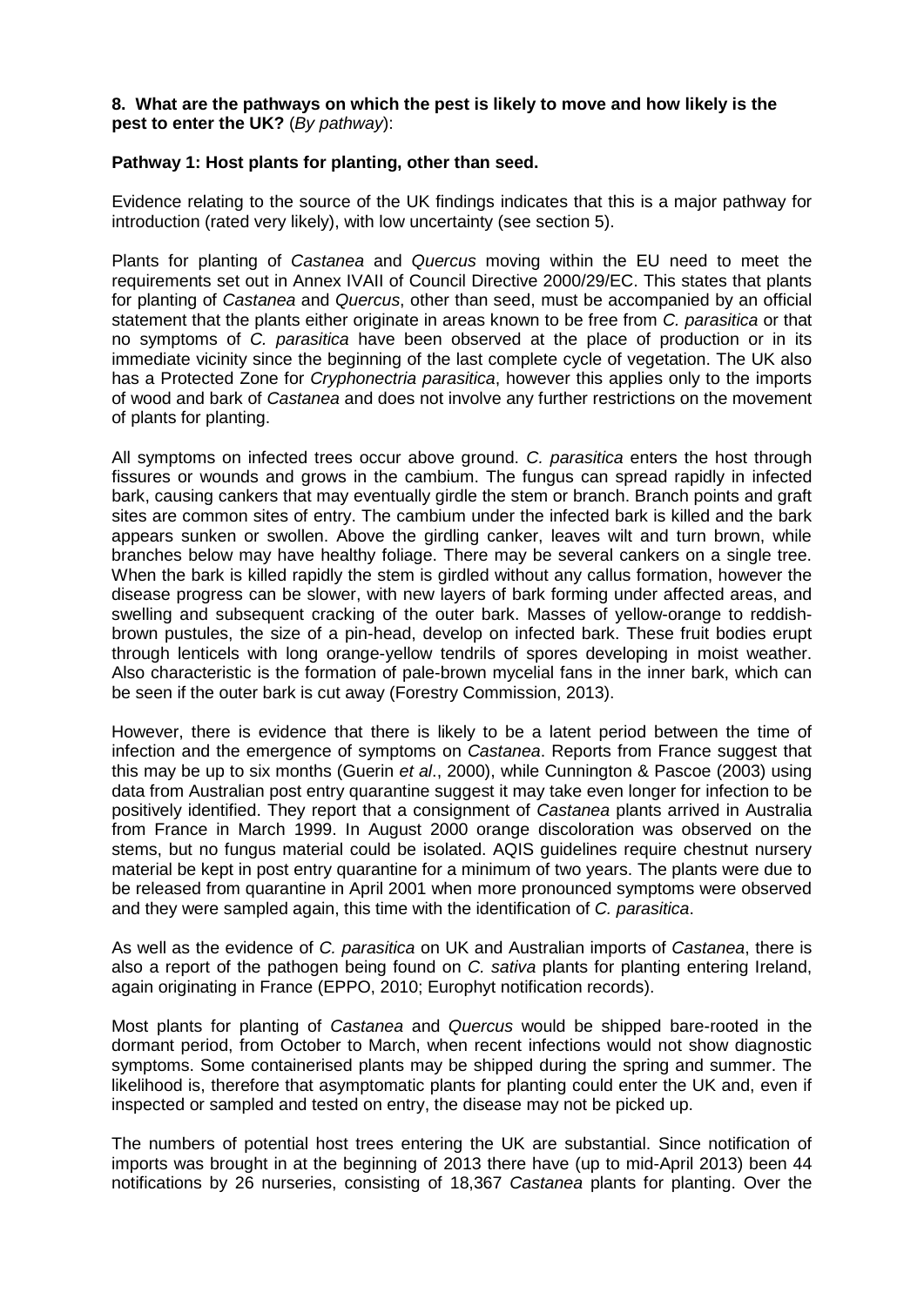**8. What are the pathways on which the pest is likely to move and how likely is the pest to enter the UK?** (*By pathway*):

**Pathway 1: Host plants for planting, other than seed.**

Evidence relating to the source of the UK findings indicates that this is a major pathway for introduction (rated very likely), with low uncertainty (see section 5).

Plants for planting of *Castanea* and *Quercus* moving within the EU need to meet the requirements set out in Annex IVAII of Council Directive 2000/29/EC. This states that plants for planting of *Castanea* and *Quercus*, other than seed, must be accompanied by an official statement that the plants either originate in areas known to be free from *C. parasitica* or that no symptoms of *C. parasitica* have been observed at the place of production or in its immediate vicinity since the beginning of the last complete cycle of vegetation. The UK also has a Protected Zone for *Cryphonectria parasitica*, however this applies only to the imports of wood and bark of *Castanea* and does not involve any further restrictions on the movement of plants for planting.

All symptoms on infected trees occur above ground. *C. parasitica* enters the host through fissures or wounds and grows in the cambium. The fungus can spread rapidly in infected bark, causing cankers that may eventually girdle the stem or branch. Branch points and graft sites are common sites of entry. The cambium under the infected bark is killed and the bark appears sunken or swollen. Above the girdling canker, leaves wilt and turn brown, while branches below may have healthy foliage. There may be several cankers on a single tree. When the bark is killed rapidly the stem is girdled without any callus formation, however the disease progress can be slower, with new layers of bark forming under affected areas, and swelling and subsequent cracking of the outer bark. Masses of yellow-orange to reddish-brown pustules, the size of a pin-head, develop on infected bark. These fruit bodies erupt through lenticels with long orange-yellow tendrils of spores developing in moist weather. Also characteristic is the formation of pale-brown mycelial fans in the inner bark, which can be seen if the outer bark is cut away (Forestry Commission, 2013).

However, there is evidence that there is likely to be a latent period between the time of infection and the emergence of symptoms on *Castanea*. Reports from France suggest that this may be up to six months (Guerin *et al*., 2000), while Cunnington & Pascoe (2003) using data from Australian post entry quarantine suggest it may take even longer for infection to be positively identified. They report that a consignment of *Castanea* plants arrived in Australia from France in March 1999. In August 2000 orange discoloration was observed on the stems, but no fungus material could be isolated. AQIS guidelines require chestnut nursery material be kept in post entry quarantine for a minimum of two years. The plants were due to be released from quarantine in April 2001 when more pronounced symptoms were observed and they were sampled again, this time with the identification of *C. parasitica*.

As well as the evidence of *C. parasitica* on UK and Australian imports of *Castanea*, there is also a report of the pathogen being found on *C. sativa* plants for planting entering Ireland, again originating in France (EPPO, 2010; Europhyt notification records).

Most plants for planting of *Castanea* and *Quercus* would be shipped bare-rooted in the dormant period, from October to March, when recent infections would not show diagnostic symptoms. Some containerised plants may be shipped during the spring and summer. The likelihood is, therefore that asymptomatic plants for planting could enter the UK and, even if inspected or sampled and tested on entry, the disease may not be picked up.

The numbers of potential host trees entering the UK are substantial. Since notification of imports was brought in at the beginning of 2013 there have (up to mid-April 2013) been 44 notifications by 26 nurseries, consisting of 18,367 *Castanea* plants for planting. Over the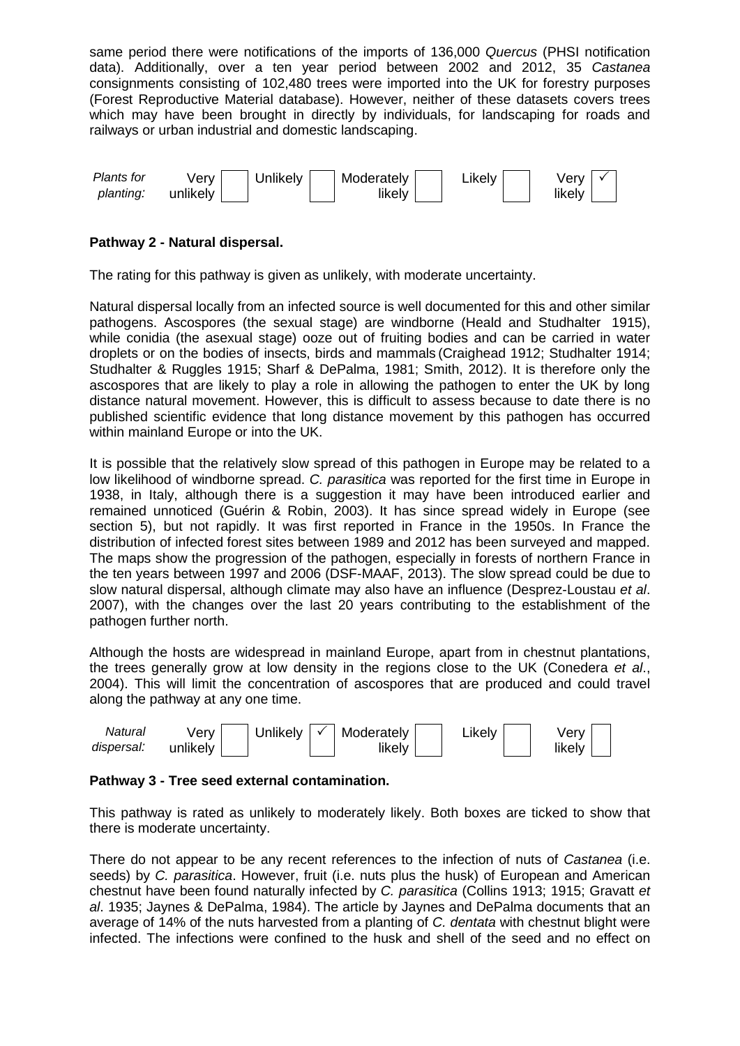same period there were notifications of the imports of 136,000 *Quercus* (PHSI notification data). Additionally, over a ten year period between 2002 and 2012, 35 *Castanea* consignments consisting of 102,480 trees were imported into the UK for forestry purposes (Forest Reproductive Material database). However, neither of these datasets covers trees which may have been brought in directly by individuals, for landscaping for roads and railways or urban industrial and domestic landscaping.

| *Plants for planting:* | Very unlikely | | Unlikely | | Moderately likely | | Likely | | Very likely | ✓ |
|---|---|---|---|---|---|---|---|---|---|---|

**Pathway 2 - Natural dispersal.**

The rating for this pathway is given as unlikely, with moderate uncertainty.

Natural dispersal locally from an infected source is well documented for this and other similar pathogens. Ascospores (the sexual stage) are windborne (Heald and Studhalter 1915), while conidia (the asexual stage) ooze out of fruiting bodies and can be carried in water droplets or on the bodies of insects, birds and mammals (Craighead 1912; Studhalter 1914; Studhalter & Ruggles 1915; Sharf & DePalma, 1981; Smith, 2012). It is therefore only the ascospores that are likely to play a role in allowing the pathogen to enter the UK by long distance natural movement. However, this is difficult to assess because to date there is no published scientific evidence that long distance movement by this pathogen has occurred within mainland Europe or into the UK.

It is possible that the relatively slow spread of this pathogen in Europe may be related to a low likelihood of windborne spread. *C. parasitica* was reported for the first time in Europe in 1938, in Italy, although there is a suggestion it may have been introduced earlier and remained unnoticed (Guérin & Robin, 2003). It has since spread widely in Europe (see section 5), but not rapidly. It was first reported in France in the 1950s. In France the distribution of infected forest sites between 1989 and 2012 has been surveyed and mapped. The maps show the progression of the pathogen, especially in forests of northern France in the ten years between 1997 and 2006 (DSF-MAAF, 2013). The slow spread could be due to slow natural dispersal, although climate may also have an influence (Desprez-Loustau *et al*. 2007), with the changes over the last 20 years contributing to the establishment of the pathogen further north.

Although the hosts are widespread in mainland Europe, apart from in chestnut plantations, the trees generally grow at low density in the regions close to the UK (Conedera *et al*., 2004). This will limit the concentration of ascospores that are produced and could travel along the pathway at any one time.

| *Natural dispersal:* | Very unlikely | | Unlikely | ✓ | Moderately likely | | Likely | | Very likely | |
|---|---|---|---|---|---|---|---|---|---|---|

**Pathway 3 - Tree seed external contamination.**

This pathway is rated as unlikely to moderately likely. Both boxes are ticked to show that there is moderate uncertainty.

There do not appear to be any recent references to the infection of nuts of *Castanea* (i.e. seeds) by *C. parasitica*. However, fruit (i.e. nuts plus the husk) of European and American chestnut have been found naturally infected by *C. parasitica* (Collins 1913; 1915; Gravatt *et al*. 1935; Jaynes & DePalma, 1984). The article by Jaynes and DePalma documents that an average of 14% of the nuts harvested from a planting of *C. dentata* with chestnut blight were infected. The infections were confined to the husk and shell of the seed and no effect on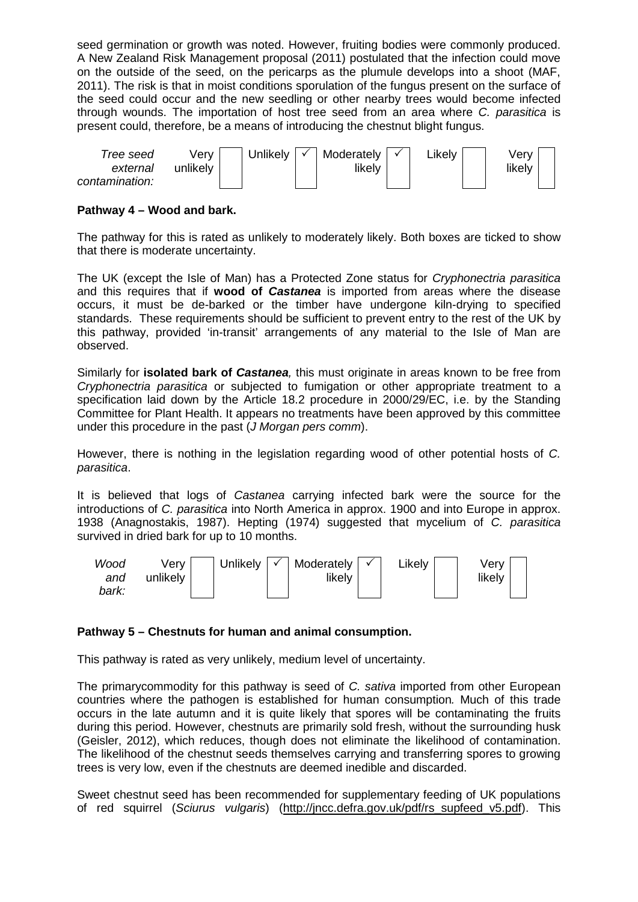seed germination or growth was noted. However, fruiting bodies were commonly produced. A New Zealand Risk Management proposal (2011) postulated that the infection could move on the outside of the seed, on the pericarps as the plumule develops into a shoot (MAF, 2011). The risk is that in moist conditions sporulation of the fungus present on the surface of the seed could occur and the new seedling or other nearby trees would become infected through wounds. The importation of host tree seed from an area where *C. parasitica* is present could, therefore, be a means of introducing the chestnut blight fungus.

| *Tree seed external contamination:* | Very unlikely | | Unlikely | ✓ | Moderately likely | ✓ | Likely | | Very likely | |
|---|---|---|---|---|---|---|---|---|---|---|

**Pathway 4 – Wood and bark.**

The pathway for this is rated as unlikely to moderately likely. Both boxes are ticked to show that there is moderate uncertainty.

The UK (except the Isle of Man) has a Protected Zone status for *Cryphonectria parasitica* and this requires that if **wood of *Castanea*** is imported from areas where the disease occurs, it must be de-barked or the timber have undergone kiln-drying to specified standards. These requirements should be sufficient to prevent entry to the rest of the UK by this pathway, provided 'in-transit' arrangements of any material to the Isle of Man are observed.

Similarly for **isolated bark of *Castanea*,** this must originate in areas known to be free from *Cryphonectria parasitica* or subjected to fumigation or other appropriate treatment to a specification laid down by the Article 18.2 procedure in 2000/29/EC, i.e. by the Standing Committee for Plant Health. It appears no treatments have been approved by this committee under this procedure in the past (*J Morgan pers comm*).

However, there is nothing in the legislation regarding wood of other potential hosts of *C. parasitica*.

It is believed that logs of *Castanea* carrying infected bark were the source for the introductions of *C. parasitica* into North America in approx. 1900 and into Europe in approx. 1938 (Anagnostakis, 1987). Hepting (1974) suggested that mycelium of *C. parasitica* survived in dried bark for up to 10 months.

| *Wood and bark:* | Very unlikely | | Unlikely | ✓ | Moderately likely | ✓ | Likely | | Very likely | |
|---|---|---|---|---|---|---|---|---|---|---|

**Pathway 5 – Chestnuts for human and animal consumption.**

This pathway is rated as very unlikely, medium level of uncertainty.

The primarycommodity for this pathway is seed of *C. sativa* imported from other European countries where the pathogen is established for human consumption*.* Much of this trade occurs in the late autumn and it is quite likely that spores will be contaminating the fruits during this period. However, chestnuts are primarily sold fresh, without the surrounding husk (Geisler, 2012), which reduces, though does not eliminate the likelihood of contamination. The likelihood of the chestnut seeds themselves carrying and transferring spores to growing trees is very low, even if the chestnuts are deemed inedible and discarded.

Sweet chestnut seed has been recommended for supplementary feeding of UK populations of red squirrel (*Sciurus vulgaris*) (http://jncc.defra.gov.uk/pdf/rs_supfeed_v5.pdf). This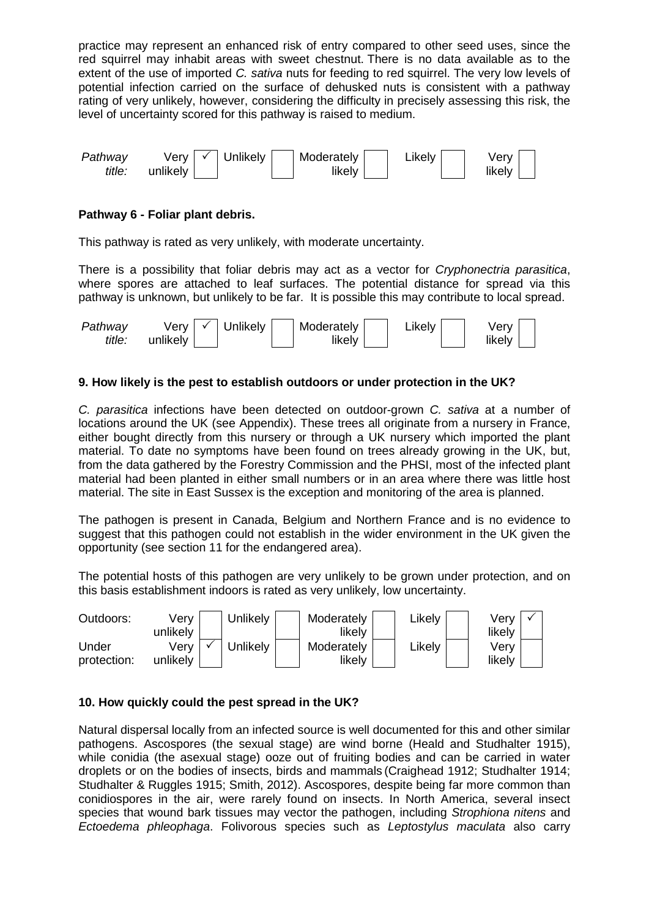practice may represent an enhanced risk of entry compared to other seed uses, since the red squirrel may inhabit areas with sweet chestnut. There is no data available as to the extent of the use of imported *C. sativa* nuts for feeding to red squirrel. The very low levels of potential infection carried on the surface of dehusked nuts is consistent with a pathway rating of very unlikely, however, considering the difficulty in precisely assessing this risk, the level of uncertainty scored for this pathway is raised to medium.

| *Pathway title:* | Very unlikely | ✓ | Unlikely | | Moderately likely | | Likely | | Very likely | |
|---|---|---|---|---|---|---|---|---|---|---|

**Pathway 6 - Foliar plant debris.**

This pathway is rated as very unlikely, with moderate uncertainty.

There is a possibility that foliar debris may act as a vector for *Cryphonectria parasitica*, where spores are attached to leaf surfaces. The potential distance for spread via this pathway is unknown, but unlikely to be far. It is possible this may contribute to local spread.

| *Pathway title:* | Very unlikely | ✓ | Unlikely | | Moderately likely | | Likely | | Very likely | |
|---|---|---|---|---|---|---|---|---|---|---|

**9. How likely is the pest to establish outdoors or under protection in the UK?**

*C. parasitica* infections have been detected on outdoor-grown *C. sativa* at a number of locations around the UK (see Appendix). These trees all originate from a nursery in France, either bought directly from this nursery or through a UK nursery which imported the plant material. To date no symptoms have been found on trees already growing in the UK, but, from the data gathered by the Forestry Commission and the PHSI, most of the infected plant material had been planted in either small numbers or in an area where there was little host material. The site in East Sussex is the exception and monitoring of the area is planned.

The pathogen is present in Canada, Belgium and Northern France and is no evidence to suggest that this pathogen could not establish in the wider environment in the UK given the opportunity (see section 11 for the endangered area).

The potential hosts of this pathogen are very unlikely to be grown under protection, and on this basis establishment indoors is rated as very unlikely, low uncertainty.

| | Very unlikely | | Unlikely | | Moderately likely | | Likely | | Very likely | |
|---|---|---|---|---|---|---|---|---|---|---|
| Outdoors: | Very unlikely | | Unlikely | | Moderately likely | | Likely | | Very likely | ✓ |
| Under protection: | Very unlikely | ✓ | Unlikely | | Moderately likely | | Likely | | Very likely | |

**10. How quickly could the pest spread in the UK?**

Natural dispersal locally from an infected source is well documented for this and other similar pathogens. Ascospores (the sexual stage) are wind borne (Heald and Studhalter 1915), while conidia (the asexual stage) ooze out of fruiting bodies and can be carried in water droplets or on the bodies of insects, birds and mammals (Craighead 1912; Studhalter 1914; Studhalter & Ruggles 1915; Smith, 2012). Ascospores, despite being far more common than conidiospores in the air, were rarely found on insects. In North America, several insect species that wound bark tissues may vector the pathogen, including *Strophiona nitens* and *Ectoedema phleophaga*. Folivorous species such as *Leptostylus maculata* also carry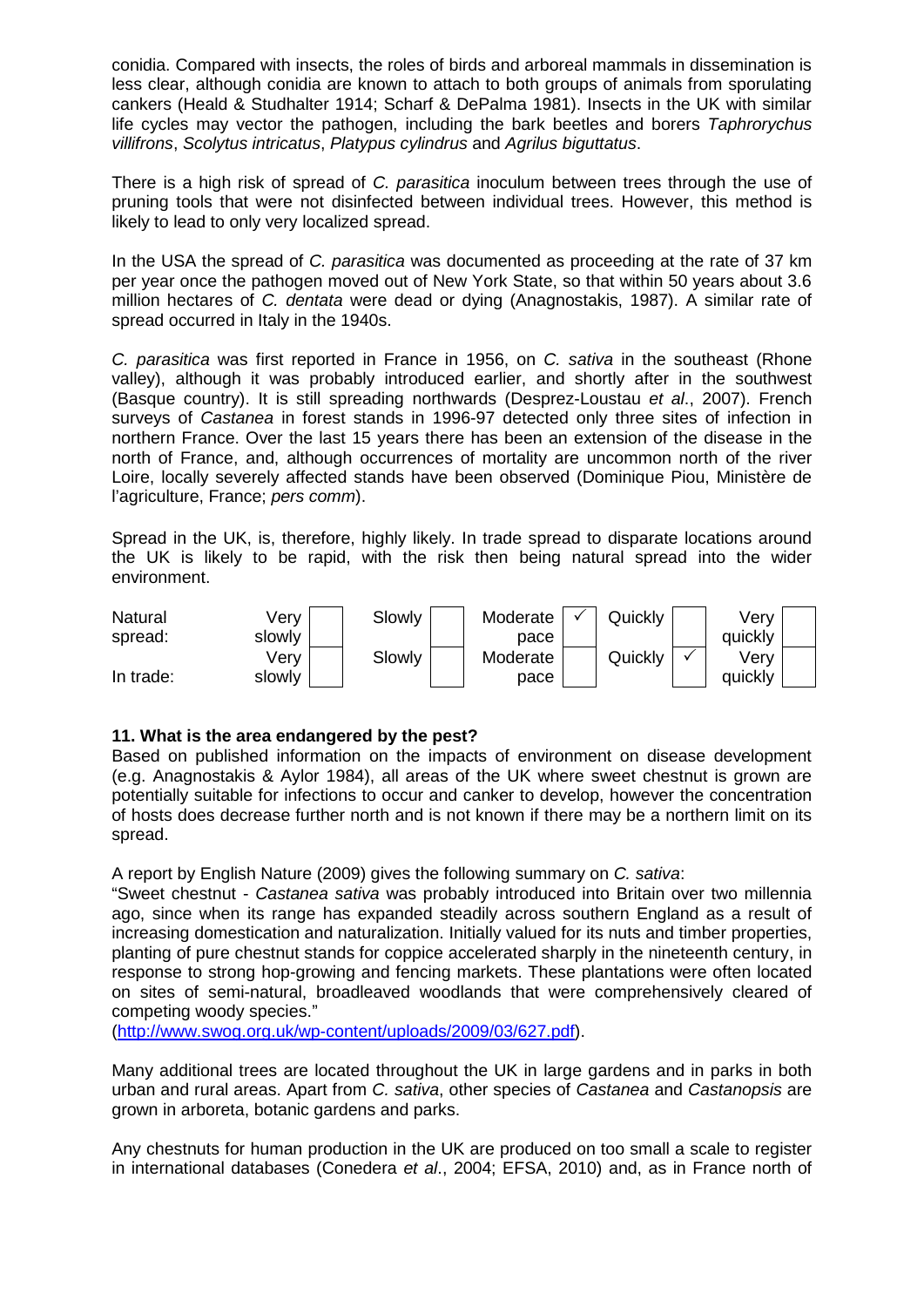conidia. Compared with insects, the roles of birds and arboreal mammals in dissemination is less clear, although conidia are known to attach to both groups of animals from sporulating cankers (Heald & Studhalter 1914; Scharf & DePalma 1981). Insects in the UK with similar life cycles may vector the pathogen, including the bark beetles and borers *Taphrorychus villifrons*, *Scolytus intricatus*, *Platypus cylindrus* and *Agrilus biguttatus*.

There is a high risk of spread of *C. parasitica* inoculum between trees through the use of pruning tools that were not disinfected between individual trees. However, this method is likely to lead to only very localized spread.

In the USA the spread of *C. parasitica* was documented as proceeding at the rate of 37 km per year once the pathogen moved out of New York State, so that within 50 years about 3.6 million hectares of *C. dentata* were dead or dying (Anagnostakis, 1987). A similar rate of spread occurred in Italy in the 1940s.

*C. parasitica* was first reported in France in 1956, on *C. sativa* in the southeast (Rhone valley), although it was probably introduced earlier, and shortly after in the southwest (Basque country). It is still spreading northwards (Desprez-Loustau *et al*., 2007). French surveys of *Castanea* in forest stands in 1996-97 detected only three sites of infection in northern France. Over the last 15 years there has been an extension of the disease in the north of France, and, although occurrences of mortality are uncommon north of the river Loire, locally severely affected stands have been observed (Dominique Piou, Ministère de l'agriculture, France; *pers comm*).

Spread in the UK, is, therefore, highly likely. In trade spread to disparate locations around the UK is likely to be rapid, with the risk then being natural spread into the wider environment.

| | Very slowly | | Slowly | | Moderate pace | | Quickly | | Very quickly | |
|---|---|---|---|---|---|---|---|---|---|---|
| Natural spread: | | | | | | ✓ | | | | |
| In trade: | | | | | | | | ✓ | | |

**11. What is the area endangered by the pest?**

Based on published information on the impacts of environment on disease development (e.g. Anagnostakis & Aylor 1984), all areas of the UK where sweet chestnut is grown are potentially suitable for infections to occur and canker to develop, however the concentration of hosts does decrease further north and is not known if there may be a northern limit on its spread.

A report by English Nature (2009) gives the following summary on *C. sativa*:

"Sweet chestnut - *Castanea sativa* was probably introduced into Britain over two millennia ago, since when its range has expanded steadily across southern England as a result of increasing domestication and naturalization. Initially valued for its nuts and timber properties, planting of pure chestnut stands for coppice accelerated sharply in the nineteenth century, in response to strong hop-growing and fencing markets. These plantations were often located on sites of semi-natural, broadleaved woodlands that were comprehensively cleared of competing woody species."

(http://www.swog.org.uk/wp-content/uploads/2009/03/627.pdf).

Many additional trees are located throughout the UK in large gardens and in parks in both urban and rural areas. Apart from *C. sativa*, other species of *Castanea* and *Castanopsis* are grown in arboreta, botanic gardens and parks.

Any chestnuts for human production in the UK are produced on too small a scale to register in international databases (Conedera *et al*., 2004; EFSA, 2010) and, as in France north of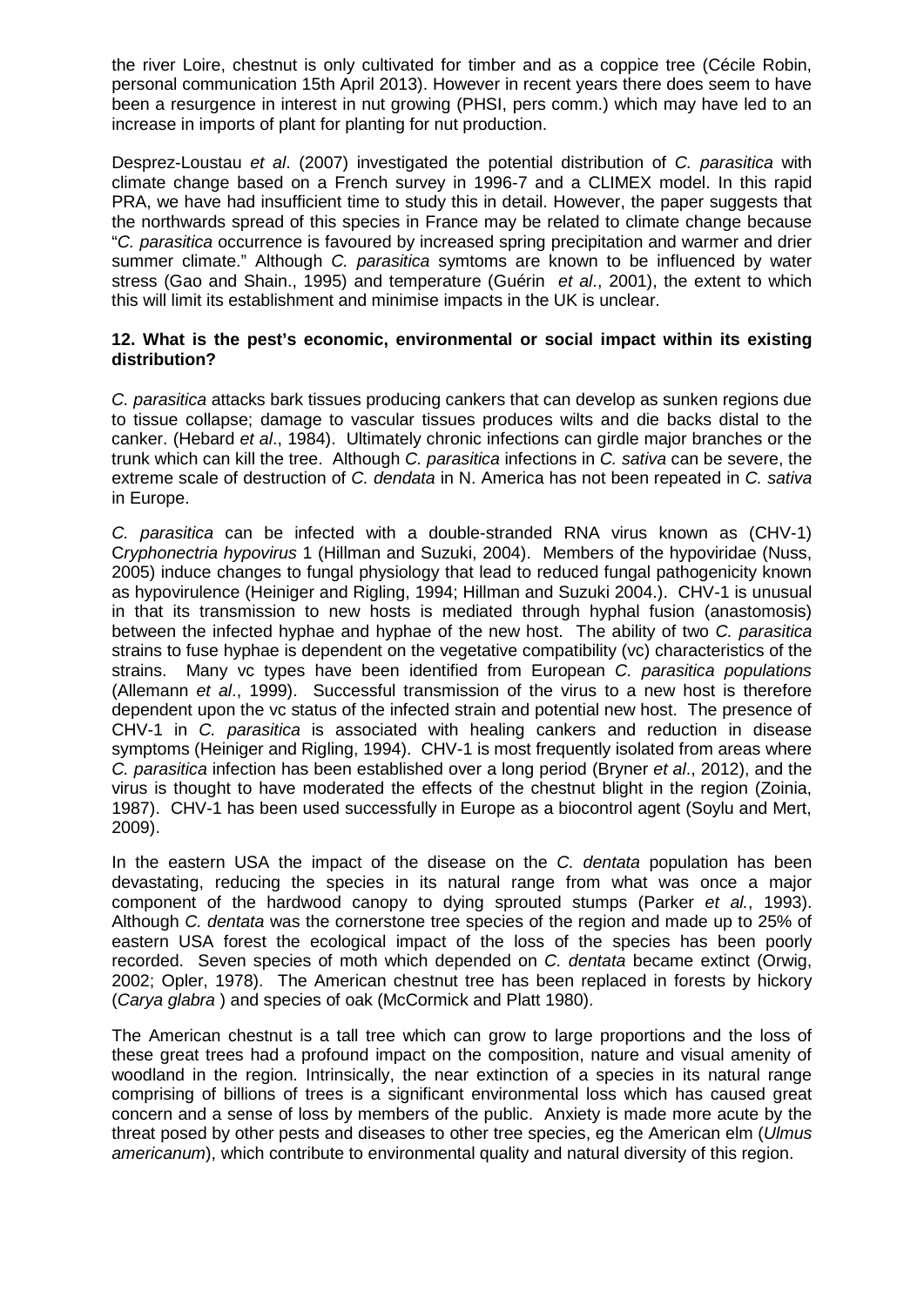the river Loire, chestnut is only cultivated for timber and as a coppice tree (Cécile Robin, personal communication 15th April 2013). However in recent years there does seem to have been a resurgence in interest in nut growing (PHSI, pers comm.) which may have led to an increase in imports of plant for planting for nut production.

Desprez-Loustau *et al*. (2007) investigated the potential distribution of *C. parasitica* with climate change based on a French survey in 1996-7 and a CLIMEX model. In this rapid PRA, we have had insufficient time to study this in detail. However, the paper suggests that the northwards spread of this species in France may be related to climate change because "*C. parasitica* occurrence is favoured by increased spring precipitation and warmer and drier summer climate." Although *C. parasitica* symtoms are known to be influenced by water stress (Gao and Shain., 1995) and temperature (Guérin *et al*., 2001), the extent to which this will limit its establishment and minimise impacts in the UK is unclear.

**12. What is the pest's economic, environmental or social impact within its existing distribution?**

*C. parasitica* attacks bark tissues producing cankers that can develop as sunken regions due to tissue collapse; damage to vascular tissues produces wilts and die backs distal to the canker. (Hebard *et al*., 1984). Ultimately chronic infections can girdle major branches or the trunk which can kill the tree. Although *C. parasitica* infections in *C. sativa* can be severe, the extreme scale of destruction of *C. dendata* in N. America has not been repeated in *C. sativa* in Europe.

*C. parasitica* can be infected with a double-stranded RNA virus known as (CHV-1) C*ryphonectria hypovirus* 1 (Hillman and Suzuki, 2004). Members of the hypoviridae (Nuss, 2005) induce changes to fungal physiology that lead to reduced fungal pathogenicity known as hypovirulence (Heiniger and Rigling, 1994; Hillman and Suzuki 2004.). CHV-1 is unusual in that its transmission to new hosts is mediated through hyphal fusion (anastomosis) between the infected hyphae and hyphae of the new host. The ability of two *C. parasitica* strains to fuse hyphae is dependent on the vegetative compatibility (vc) characteristics of the strains. Many vc types have been identified from European *C. parasitica populations* (Allemann *et al*., 1999). Successful transmission of the virus to a new host is therefore dependent upon the vc status of the infected strain and potential new host. The presence of CHV-1 in *C. parasitica* is associated with healing cankers and reduction in disease symptoms (Heiniger and Rigling, 1994). CHV-1 is most frequently isolated from areas where *C. parasitica* infection has been established over a long period (Bryner *et al*., 2012), and the virus is thought to have moderated the effects of the chestnut blight in the region (Zoinia, 1987). CHV-1 has been used successfully in Europe as a biocontrol agent (Soylu and Mert, 2009).

In the eastern USA the impact of the disease on the *C. dentata* population has been devastating, reducing the species in its natural range from what was once a major component of the hardwood canopy to dying sprouted stumps (Parker *et al.*, 1993). Although *C. dentata* was the cornerstone tree species of the region and made up to 25% of eastern USA forest the ecological impact of the loss of the species has been poorly recorded. Seven species of moth which depended on *C. dentata* became extinct (Orwig, 2002; Opler, 1978). The American chestnut tree has been replaced in forests by hickory (*Carya glabra* ) and species of oak (McCormick and Platt 1980).

The American chestnut is a tall tree which can grow to large proportions and the loss of these great trees had a profound impact on the composition, nature and visual amenity of woodland in the region. Intrinsically, the near extinction of a species in its natural range comprising of billions of trees is a significant environmental loss which has caused great concern and a sense of loss by members of the public. Anxiety is made more acute by the threat posed by other pests and diseases to other tree species, eg the American elm (*Ulmus americanum*), which contribute to environmental quality and natural diversity of this region.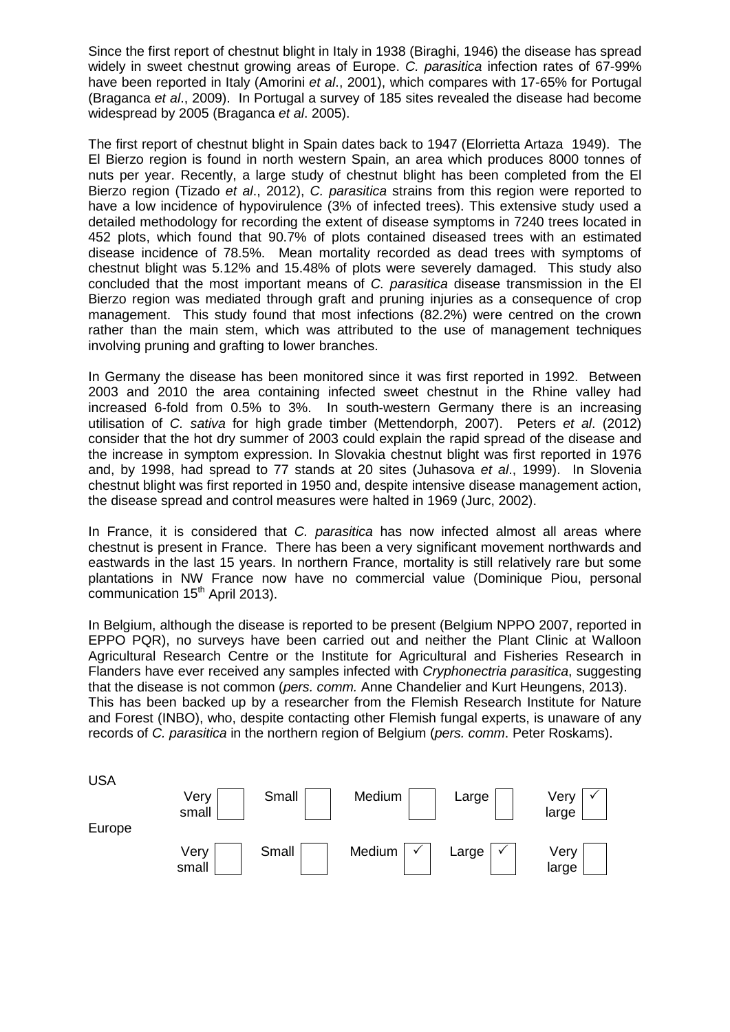Since the first report of chestnut blight in Italy in 1938 (Biraghi, 1946) the disease has spread widely in sweet chestnut growing areas of Europe. *C. parasitica* infection rates of 67-99% have been reported in Italy (Amorini *et al*., 2001), which compares with 17-65% for Portugal (Braganca *et al*., 2009). In Portugal a survey of 185 sites revealed the disease had become widespread by 2005 (Braganca *et al*. 2005).

The first report of chestnut blight in Spain dates back to 1947 (Elorrietta Artaza 1949). The El Bierzo region is found in north western Spain, an area which produces 8000 tonnes of nuts per year. Recently, a large study of chestnut blight has been completed from the El Bierzo region (Tizado *et al*., 2012), *C. parasitica* strains from this region were reported to have a low incidence of hypovirulence (3% of infected trees). This extensive study used a detailed methodology for recording the extent of disease symptoms in 7240 trees located in 452 plots, which found that 90.7% of plots contained diseased trees with an estimated disease incidence of 78.5%. Mean mortality recorded as dead trees with symptoms of chestnut blight was 5.12% and 15.48% of plots were severely damaged. This study also concluded that the most important means of *C. parasitica* disease transmission in the El Bierzo region was mediated through graft and pruning injuries as a consequence of crop management. This study found that most infections (82.2%) were centred on the crown rather than the main stem, which was attributed to the use of management techniques involving pruning and grafting to lower branches.

In Germany the disease has been monitored since it was first reported in 1992. Between 2003 and 2010 the area containing infected sweet chestnut in the Rhine valley had increased 6-fold from 0.5% to 3%. In south-western Germany there is an increasing utilisation of *C. sativa* for high grade timber (Mettendorph, 2007). Peters *et al*. (2012) consider that the hot dry summer of 2003 could explain the rapid spread of the disease and the increase in symptom expression. In Slovakia chestnut blight was first reported in 1976 and, by 1998, had spread to 77 stands at 20 sites (Juhasova *et al*., 1999). In Slovenia chestnut blight was first reported in 1950 and, despite intensive disease management action, the disease spread and control measures were halted in 1969 (Jurc, 2002).

In France, it is considered that *C. parasitica* has now infected almost all areas where chestnut is present in France. There has been a very significant movement northwards and eastwards in the last 15 years. In northern France, mortality is still relatively rare but some plantations in NW France now have no commercial value (Dominique Piou, personal communication 15th April 2013).

In Belgium, although the disease is reported to be present (Belgium NPPO 2007, reported in EPPO PQR), no surveys have been carried out and neither the Plant Clinic at Walloon Agricultural Research Centre or the Institute for Agricultural and Fisheries Research in Flanders have ever received any samples infected with *Cryphonectria parasitica*, suggesting that the disease is not common (*pers. comm.* Anne Chandelier and Kurt Heungens, 2013). This has been backed up by a researcher from the Flemish Research Institute for Nature and Forest (INBO), who, despite contacting other Flemish fungal experts, is unaware of any records of *C. parasitica* in the northern region of Belgium (*pers. comm*. Peter Roskams).

| | Very small | Small | Medium | Large | Very large |
|---|---|---|---|---|---|
| USA | | | | | ✓ |
| Europe | | | ✓ | ✓ | |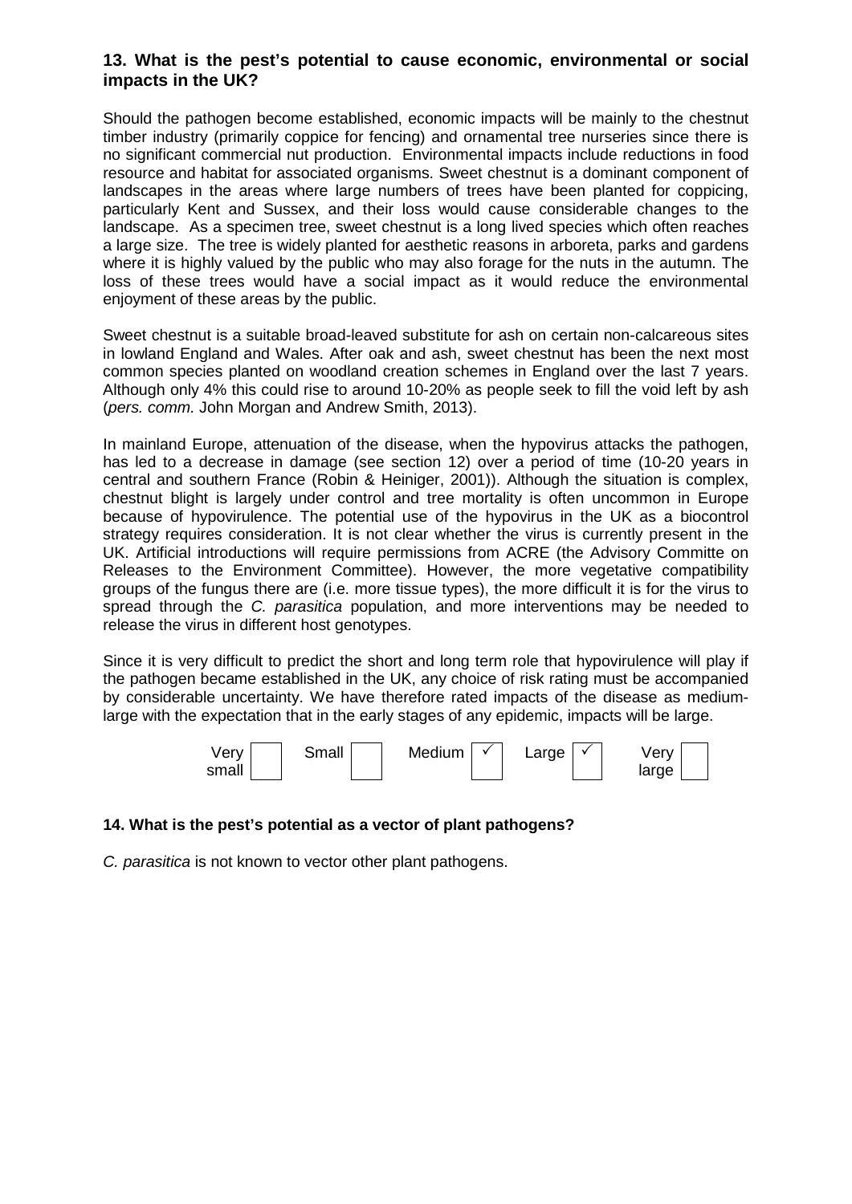### 13. What is the pest's potential to cause economic, environmental or social impacts in the UK?

Should the pathogen become established, economic impacts will be mainly to the chestnut timber industry (primarily coppice for fencing) and ornamental tree nurseries since there is no significant commercial nut production. Environmental impacts include reductions in food resource and habitat for associated organisms. Sweet chestnut is a dominant component of landscapes in the areas where large numbers of trees have been planted for coppicing, particularly Kent and Sussex, and their loss would cause considerable changes to the landscape. As a specimen tree, sweet chestnut is a long lived species which often reaches a large size. The tree is widely planted for aesthetic reasons in arboreta, parks and gardens where it is highly valued by the public who may also forage for the nuts in the autumn. The loss of these trees would have a social impact as it would reduce the environmental enjoyment of these areas by the public.

Sweet chestnut is a suitable broad-leaved substitute for ash on certain non-calcareous sites in lowland England and Wales. After oak and ash, sweet chestnut has been the next most common species planted on woodland creation schemes in England over the last 7 years. Although only 4% this could rise to around 10-20% as people seek to fill the void left by ash (*pers. comm.* John Morgan and Andrew Smith, 2013).

In mainland Europe, attenuation of the disease, when the hypovirus attacks the pathogen, has led to a decrease in damage (see section 12) over a period of time (10-20 years in central and southern France (Robin & Heiniger, 2001)). Although the situation is complex, chestnut blight is largely under control and tree mortality is often uncommon in Europe because of hypovirulence. The potential use of the hypovirus in the UK as a biocontrol strategy requires consideration. It is not clear whether the virus is currently present in the UK. Artificial introductions will require permissions from ACRE (the Advisory Committe on Releases to the Environment Committee). However, the more vegetative compatibility groups of the fungus there are (i.e. more tissue types), the more difficult it is for the virus to spread through the *C. parasitica* population, and more interventions may be needed to release the virus in different host genotypes.

Since it is very difficult to predict the short and long term role that hypovirulence will play if the pathogen became established in the UK, any choice of risk rating must be accompanied by considerable uncertainty. We have therefore rated impacts of the disease as medium-large with the expectation that in the early stages of any epidemic, impacts will be large.

| Very small | Small | Medium | Large | Very large |
|---|---|---|---|---|
| | | ✓ | ✓ | |

### 14. What is the pest's potential as a vector of plant pathogens?

*C. parasitica* is not known to vector other plant pathogens.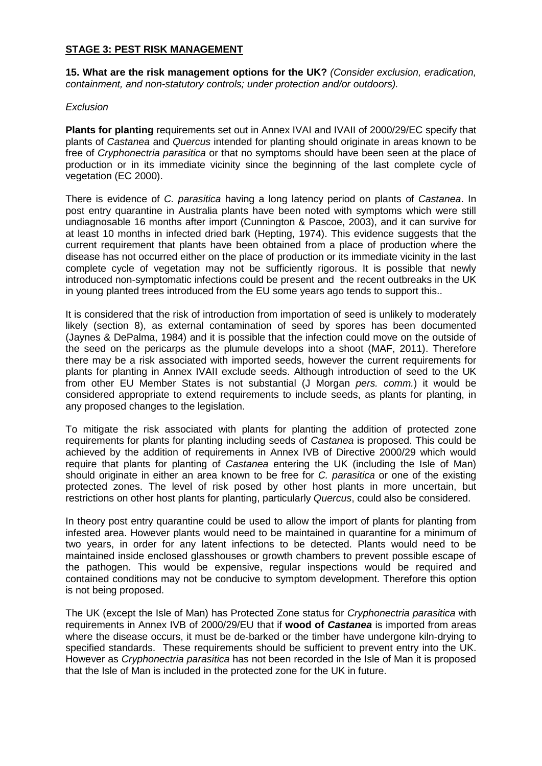**STAGE 3: PEST RISK MANAGEMENT**

**15. What are the risk management options for the UK?** *(Consider exclusion, eradication, containment, and non-statutory controls; under protection and/or outdoors).*

*Exclusion*

**Plants for planting** requirements set out in Annex IVAI and IVAII of 2000/29/EC specify that plants of *Castanea* and *Quercus* intended for planting should originate in areas known to be free of *Cryphonectria parasitica* or that no symptoms should have been seen at the place of production or in its immediate vicinity since the beginning of the last complete cycle of vegetation (EC 2000).

There is evidence of *C. parasitica* having a long latency period on plants of *Castanea*. In post entry quarantine in Australia plants have been noted with symptoms which were still undiagnosable 16 months after import (Cunnington & Pascoe, 2003), and it can survive for at least 10 months in infected dried bark (Hepting, 1974). This evidence suggests that the current requirement that plants have been obtained from a place of production where the disease has not occurred either on the place of production or its immediate vicinity in the last complete cycle of vegetation may not be sufficiently rigorous. It is possible that newly introduced non-symptomatic infections could be present and the recent outbreaks in the UK in young planted trees introduced from the EU some years ago tends to support this..

It is considered that the risk of introduction from importation of seed is unlikely to moderately likely (section 8), as external contamination of seed by spores has been documented (Jaynes & DePalma, 1984) and it is possible that the infection could move on the outside of the seed on the pericarps as the plumule develops into a shoot (MAF, 2011). Therefore there may be a risk associated with imported seeds, however the current requirements for plants for planting in Annex IVAII exclude seeds. Although introduction of seed to the UK from other EU Member States is not substantial (J Morgan *pers. comm.*) it would be considered appropriate to extend requirements to include seeds, as plants for planting, in any proposed changes to the legislation.

To mitigate the risk associated with plants for planting the addition of protected zone requirements for plants for planting including seeds of *Castanea* is proposed. This could be achieved by the addition of requirements in Annex IVB of Directive 2000/29 which would require that plants for planting of *Castanea* entering the UK (including the Isle of Man) should originate in either an area known to be free for *C. parasitica* or one of the existing protected zones. The level of risk posed by other host plants in more uncertain, but restrictions on other host plants for planting, particularly *Quercus*, could also be considered.

In theory post entry quarantine could be used to allow the import of plants for planting from infested area. However plants would need to be maintained in quarantine for a minimum of two years, in order for any latent infections to be detected. Plants would need to be maintained inside enclosed glasshouses or growth chambers to prevent possible escape of the pathogen. This would be expensive, regular inspections would be required and contained conditions may not be conducive to symptom development. Therefore this option is not being proposed.

The UK (except the Isle of Man) has Protected Zone status for *Cryphonectria parasitica* with requirements in Annex IVB of 2000/29/EU that if **wood of *Castanea*** is imported from areas where the disease occurs, it must be de-barked or the timber have undergone kiln-drying to specified standards. These requirements should be sufficient to prevent entry into the UK. However as *Cryphonectria parasitica* has not been recorded in the Isle of Man it is proposed that the Isle of Man is included in the protected zone for the UK in future.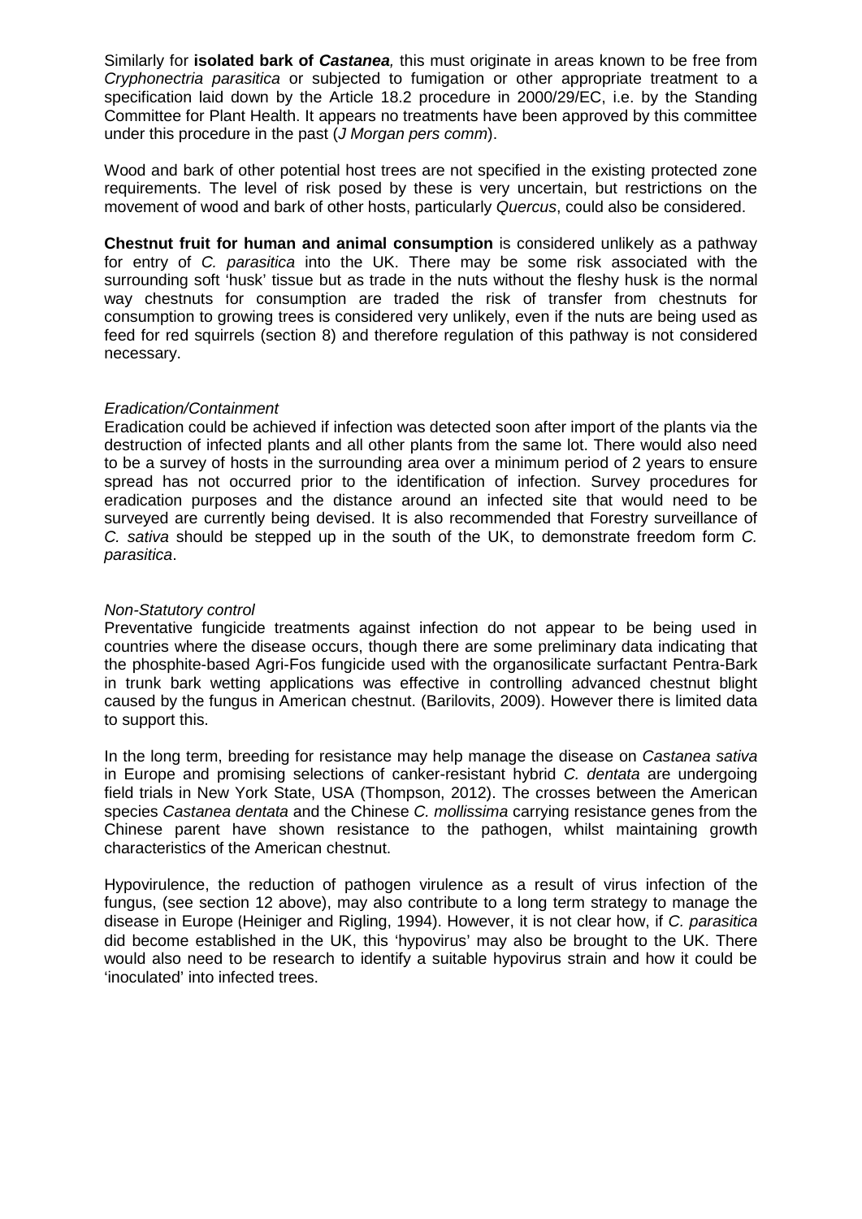Similarly for **isolated bark of *Castanea*,** this must originate in areas known to be free from *Cryphonectria parasitica* or subjected to fumigation or other appropriate treatment to a specification laid down by the Article 18.2 procedure in 2000/29/EC, i.e. by the Standing Committee for Plant Health. It appears no treatments have been approved by this committee under this procedure in the past (*J Morgan pers comm*).

Wood and bark of other potential host trees are not specified in the existing protected zone requirements. The level of risk posed by these is very uncertain, but restrictions on the movement of wood and bark of other hosts, particularly *Quercus*, could also be considered.

**Chestnut fruit for human and animal consumption** is considered unlikely as a pathway for entry of *C. parasitica* into the UK. There may be some risk associated with the surrounding soft 'husk' tissue but as trade in the nuts without the fleshy husk is the normal way chestnuts for consumption are traded the risk of transfer from chestnuts for consumption to growing trees is considered very unlikely, even if the nuts are being used as feed for red squirrels (section 8) and therefore regulation of this pathway is not considered necessary.

*Eradication/Containment*

Eradication could be achieved if infection was detected soon after import of the plants via the destruction of infected plants and all other plants from the same lot. There would also need to be a survey of hosts in the surrounding area over a minimum period of 2 years to ensure spread has not occurred prior to the identification of infection. Survey procedures for eradication purposes and the distance around an infected site that would need to be surveyed are currently being devised. It is also recommended that Forestry surveillance of *C. sativa* should be stepped up in the south of the UK, to demonstrate freedom form *C. parasitica*.

*Non-Statutory control*

Preventative fungicide treatments against infection do not appear to be being used in countries where the disease occurs, though there are some preliminary data indicating that the phosphite-based Agri-Fos fungicide used with the organosilicate surfactant Pentra-Bark in trunk bark wetting applications was effective in controlling advanced chestnut blight caused by the fungus in American chestnut. (Barilovits, 2009). However there is limited data to support this.

In the long term, breeding for resistance may help manage the disease on *Castanea sativa* in Europe and promising selections of canker-resistant hybrid *C. dentata* are undergoing field trials in New York State, USA (Thompson, 2012). The crosses between the American species *Castanea dentata* and the Chinese *C. mollissima* carrying resistance genes from the Chinese parent have shown resistance to the pathogen, whilst maintaining growth characteristics of the American chestnut.

Hypovirulence, the reduction of pathogen virulence as a result of virus infection of the fungus, (see section 12 above), may also contribute to a long term strategy to manage the disease in Europe (Heiniger and Rigling, 1994). However, it is not clear how, if *C. parasitica* did become established in the UK, this 'hypovirus' may also be brought to the UK. There would also need to be research to identify a suitable hypovirus strain and how it could be 'inoculated' into infected trees.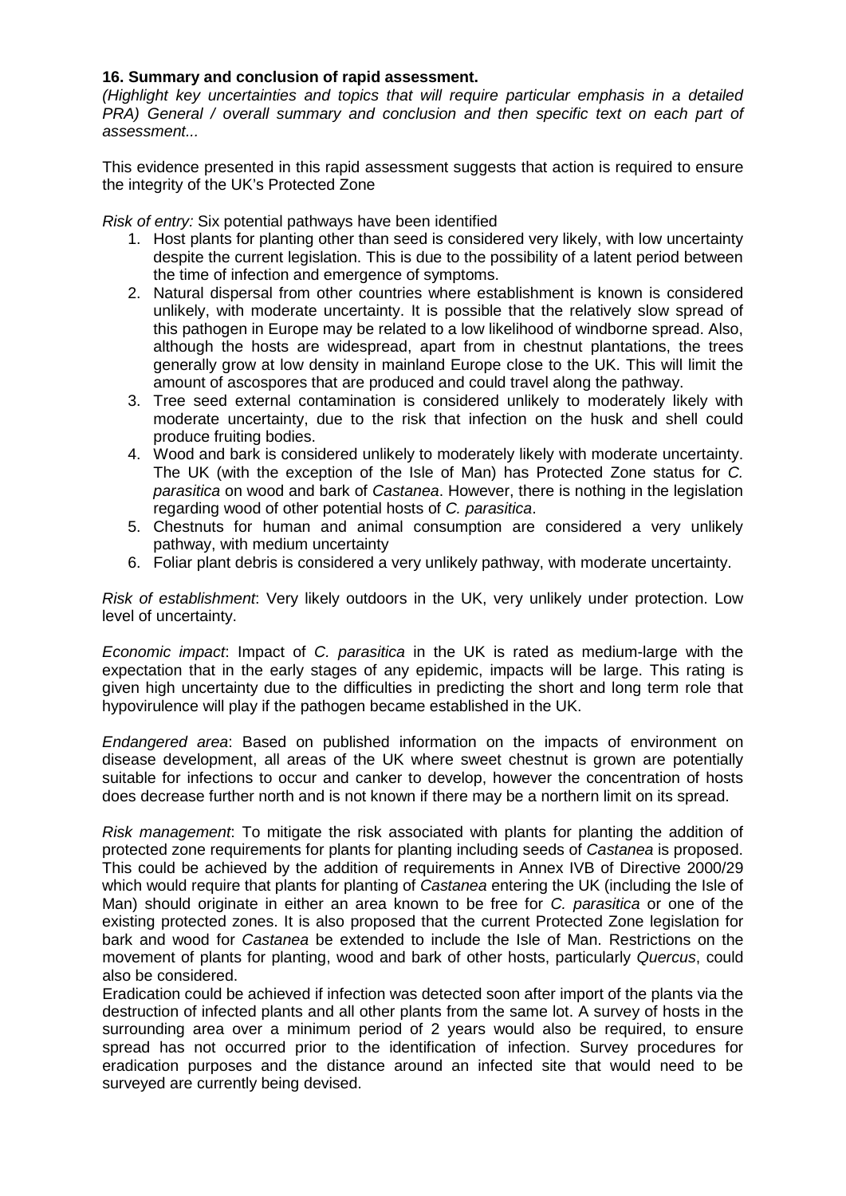**16. Summary and conclusion of rapid assessment.**

*(Highlight key uncertainties and topics that will require particular emphasis in a detailed PRA) General / overall summary and conclusion and then specific text on each part of assessment...*

This evidence presented in this rapid assessment suggests that action is required to ensure the integrity of the UK's Protected Zone

*Risk of entry:* Six potential pathways have been identified

1. Host plants for planting other than seed is considered very likely, with low uncertainty despite the current legislation. This is due to the possibility of a latent period between the time of infection and emergence of symptoms.
2. Natural dispersal from other countries where establishment is known is considered unlikely, with moderate uncertainty. It is possible that the relatively slow spread of this pathogen in Europe may be related to a low likelihood of windborne spread. Also, although the hosts are widespread, apart from in chestnut plantations, the trees generally grow at low density in mainland Europe close to the UK. This will limit the amount of ascospores that are produced and could travel along the pathway.
3. Tree seed external contamination is considered unlikely to moderately likely with moderate uncertainty, due to the risk that infection on the husk and shell could produce fruiting bodies.
4. Wood and bark is considered unlikely to moderately likely with moderate uncertainty. The UK (with the exception of the Isle of Man) has Protected Zone status for *C. parasitica* on wood and bark of *Castanea*. However, there is nothing in the legislation regarding wood of other potential hosts of *C. parasitica*.
5. Chestnuts for human and animal consumption are considered a very unlikely pathway, with medium uncertainty
6. Foliar plant debris is considered a very unlikely pathway, with moderate uncertainty.

*Risk of establishment*: Very likely outdoors in the UK, very unlikely under protection. Low level of uncertainty.

*Economic impact*: Impact of *C. parasitica* in the UK is rated as medium-large with the expectation that in the early stages of any epidemic, impacts will be large. This rating is given high uncertainty due to the difficulties in predicting the short and long term role that hypovirulence will play if the pathogen became established in the UK.

*Endangered area*: Based on published information on the impacts of environment on disease development, all areas of the UK where sweet chestnut is grown are potentially suitable for infections to occur and canker to develop, however the concentration of hosts does decrease further north and is not known if there may be a northern limit on its spread.

*Risk management*: To mitigate the risk associated with plants for planting the addition of protected zone requirements for plants for planting including seeds of *Castanea* is proposed. This could be achieved by the addition of requirements in Annex IVB of Directive 2000/29 which would require that plants for planting of *Castanea* entering the UK (including the Isle of Man) should originate in either an area known to be free for *C. parasitica* or one of the existing protected zones. It is also proposed that the current Protected Zone legislation for bark and wood for *Castanea* be extended to include the Isle of Man. Restrictions on the movement of plants for planting, wood and bark of other hosts, particularly *Quercus*, could also be considered.

Eradication could be achieved if infection was detected soon after import of the plants via the destruction of infected plants and all other plants from the same lot. A survey of hosts in the surrounding area over a minimum period of 2 years would also be required, to ensure spread has not occurred prior to the identification of infection. Survey procedures for eradication purposes and the distance around an infected site that would need to be surveyed are currently being devised.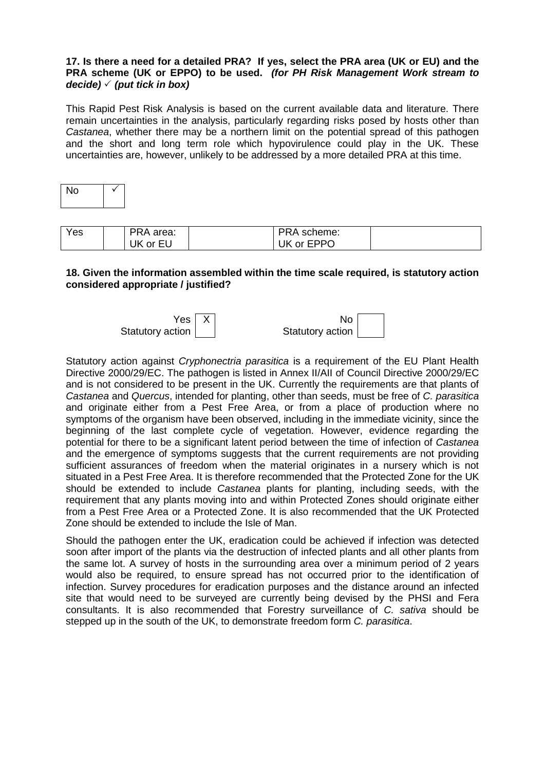**17. Is there a need for a detailed PRA? If yes, select the PRA area (UK or EU) and the PRA scheme (UK or EPPO) to be used.** ***(for PH Risk Management Work stream to decide) ✓ (put tick in box)***

This Rapid Pest Risk Analysis is based on the current available data and literature. There remain uncertainties in the analysis, particularly regarding risks posed by hosts other than *Castanea*, whether there may be a northern limit on the potential spread of this pathogen and the short and long term role which hypovirulence could play in the UK. These uncertainties are, however, unlikely to be addressed by a more detailed PRA at this time.

| No | ✓ |
|---|---|

| Yes | | PRA area: UK or EU | | PRA scheme: UK or EPPO | |
|---|---|---|---|---|---|

**18. Given the information assembled within the time scale required, is statutory action considered appropriate / justified?**

| Yes Statutory action | X | No Statutory action | |
|---|---|---|---|

Statutory action against *Cryphonectria parasitica* is a requirement of the EU Plant Health Directive 2000/29/EC. The pathogen is listed in Annex II/AII of Council Directive 2000/29/EC and is not considered to be present in the UK. Currently the requirements are that plants of *Castanea* and *Quercus*, intended for planting, other than seeds, must be free of *C. parasitica* and originate either from a Pest Free Area, or from a place of production where no symptoms of the organism have been observed, including in the immediate vicinity, since the beginning of the last complete cycle of vegetation. However, evidence regarding the potential for there to be a significant latent period between the time of infection of *Castanea* and the emergence of symptoms suggests that the current requirements are not providing sufficient assurances of freedom when the material originates in a nursery which is not situated in a Pest Free Area. It is therefore recommended that the Protected Zone for the UK should be extended to include *Castanea* plants for planting, including seeds, with the requirement that any plants moving into and within Protected Zones should originate either from a Pest Free Area or a Protected Zone. It is also recommended that the UK Protected Zone should be extended to include the Isle of Man.

Should the pathogen enter the UK, eradication could be achieved if infection was detected soon after import of the plants via the destruction of infected plants and all other plants from the same lot. A survey of hosts in the surrounding area over a minimum period of 2 years would also be required, to ensure spread has not occurred prior to the identification of infection. Survey procedures for eradication purposes and the distance around an infected site that would need to be surveyed are currently being devised by the PHSI and Fera consultants. It is also recommended that Forestry surveillance of *C. sativa* should be stepped up in the south of the UK, to demonstrate freedom form *C. parasitica*.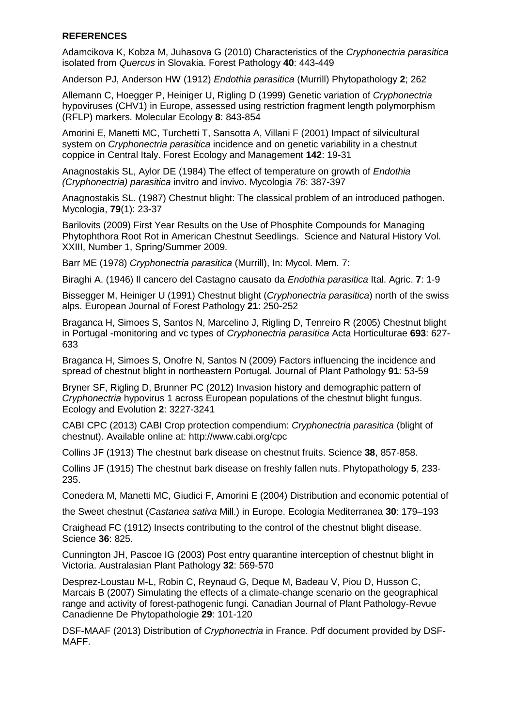**REFERENCES**

Adamcikova K, Kobza M, Juhasova G (2010) Characteristics of the *Cryphonectria parasitica* isolated from *Quercus* in Slovakia. Forest Pathology **40**: 443-449

Anderson PJ, Anderson HW (1912) *Endothia parasitica* (Murrill) Phytopathology **2**; 262

Allemann C, Hoegger P, Heiniger U, Rigling D (1999) Genetic variation of *Cryphonectria* hypoviruses (CHV1) in Europe, assessed using restriction fragment length polymorphism (RFLP) markers. Molecular Ecology **8**: 843-854

Amorini E, Manetti MC, Turchetti T, Sansotta A, Villani F (2001) Impact of silvicultural system on *Cryphonectria parasitica* incidence and on genetic variability in a chestnut coppice in Central Italy. Forest Ecology and Management **142**: 19-31

Anagnostakis SL, Aylor DE (1984) The effect of temperature on growth of *Endothia (Cryphonectria) parasitica* invitro and invivo. Mycologia *76*: 387-397

Anagnostakis SL. (1987) Chestnut blight: The classical problem of an introduced pathogen. Mycologia, **79**(1): 23-37

Barilovits (2009) First Year Results on the Use of Phosphite Compounds for Managing Phytophthora Root Rot in American Chestnut Seedlings. Science and Natural History Vol. XXIII, Number 1, Spring/Summer 2009.

Barr ME (1978) *Cryphonectria parasitica* (Murrill), In: Mycol. Mem. 7:

Biraghi A. (1946) Il cancero del Castagno causato da *Endothia parasitica* Ital. Agric. **7**: 1-9

Bissegger M, Heiniger U (1991) Chestnut blight (*Cryphonectria parasitica*) north of the swiss alps. European Journal of Forest Pathology **21**: 250-252

Braganca H, Simoes S, Santos N, Marcelino J, Rigling D, Tenreiro R (2005) Chestnut blight in Portugal -monitoring and vc types of *Cryphonectria parasitica* Acta Horticulturae **693**: 627-633

Braganca H, Simoes S, Onofre N, Santos N (2009) Factors influencing the incidence and spread of chestnut blight in northeastern Portugal. Journal of Plant Pathology **91**: 53-59

Bryner SF, Rigling D, Brunner PC (2012) Invasion history and demographic pattern of *Cryphonectria* hypovirus 1 across European populations of the chestnut blight fungus. Ecology and Evolution **2**: 3227-3241

CABI CPC (2013) CABI Crop protection compendium: *Cryphonectria parasitica* (blight of chestnut). Available online at: http://www.cabi.org/cpc

Collins JF (1913) The chestnut bark disease on chestnut fruits. Science **38**, 857-858.

Collins JF (1915) The chestnut bark disease on freshly fallen nuts. Phytopathology **5**, 233-235.

Conedera M, Manetti MC, Giudici F, Amorini E (2004) Distribution and economic potential of the Sweet chestnut (*Castanea sativa* Mill.) in Europe. Ecologia Mediterranea **30**: 179–193

Craighead FC (1912) Insects contributing to the control of the chestnut blight disease. Science **36**: 825.

Cunnington JH, Pascoe IG (2003) Post entry quarantine interception of chestnut blight in Victoria. Australasian Plant Pathology **32**: 569-570

Desprez-Loustau M-L, Robin C, Reynaud G, Deque M, Badeau V, Piou D, Husson C, Marcais B (2007) Simulating the effects of a climate-change scenario on the geographical range and activity of forest-pathogenic fungi. Canadian Journal of Plant Pathology-Revue Canadienne De Phytopathologie **29**: 101-120

DSF-MAAF (2013) Distribution of *Cryphonectria* in France. Pdf document provided by DSF-MAFF.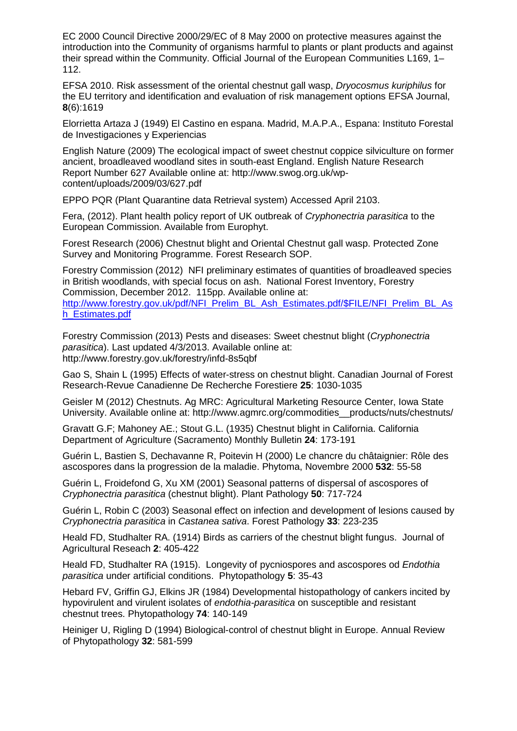EC 2000 Council Directive 2000/29/EC of 8 May 2000 on protective measures against the introduction into the Community of organisms harmful to plants or plant products and against their spread within the Community. Official Journal of the European Communities L169, 1–112.

EFSA 2010. Risk assessment of the oriental chestnut gall wasp, *Dryocosmus kuriphilus* for the EU territory and identification and evaluation of risk management options EFSA Journal, **8**(6):1619

Elorrietta Artaza J (1949) El Castino en espana. Madrid, M.A.P.A., Espana: Instituto Forestal de Investigaciones y Experiencias

English Nature (2009) The ecological impact of sweet chestnut coppice silviculture on former ancient, broadleaved woodland sites in south-east England. English Nature Research Report Number 627 Available online at: http://www.swog.org.uk/wp-content/uploads/2009/03/627.pdf

EPPO PQR (Plant Quarantine data Retrieval system) Accessed April 2103.

Fera, (2012). Plant health policy report of UK outbreak of *Cryphonectria parasitica* to the European Commission. Available from Europhyt.

Forest Research (2006) Chestnut blight and Oriental Chestnut gall wasp. Protected Zone Survey and Monitoring Programme. Forest Research SOP.

Forestry Commission (2012) NFI preliminary estimates of quantities of broadleaved species in British woodlands, with special focus on ash. National Forest Inventory, Forestry Commission, December 2012. 115pp. Available online at: [http://www.forestry.gov.uk/pdf/NFI_Prelim_BL_Ash_Estimates.pdf/$FILE/NFI_Prelim_BL_Ash_Estimates.pdf](http://www.forestry.gov.uk/pdf/NFI_Prelim_BL_Ash_Estimates.pdf/$FILE/NFI_Prelim_BL_Ash_Estimates.pdf)

Forestry Commission (2013) Pests and diseases: Sweet chestnut blight (*Cryphonectria parasitica*). Last updated 4/3/2013. Available online at: http://www.forestry.gov.uk/forestry/infd-8s5qbf

Gao S, Shain L (1995) Effects of water-stress on chestnut blight. Canadian Journal of Forest Research-Revue Canadienne De Recherche Forestiere **25**: 1030-1035

Geisler M (2012) Chestnuts. Ag MRC: Agricultural Marketing Resource Center, Iowa State University. Available online at: http://www.agmrc.org/commodities__products/nuts/chestnuts/

Gravatt G.F; Mahoney AE.; Stout G.L. (1935) Chestnut blight in California. California Department of Agriculture (Sacramento) Monthly Bulletin **24**: 173-191

Guérin L, Bastien S, Dechavanne R, Poitevin H (2000) Le chancre du châtaignier: Rôle des ascospores dans la progression de la maladie. Phytoma, Novembre 2000 **532**: 55-58

Guérin L, Froidefond G, Xu XM (2001) Seasonal patterns of dispersal of ascospores of *Cryphonectria parasitica* (chestnut blight). Plant Pathology **50**: 717-724

Guérin L, Robin C (2003) Seasonal effect on infection and development of lesions caused by *Cryphonectria parasitica* in *Castanea sativa*. Forest Pathology **33**: 223-235

Heald FD, Studhalter RA. (1914) Birds as carriers of the chestnut blight fungus. Journal of Agricultural Reseach **2**: 405-422

Heald FD, Studhalter RA (1915). Longevity of pycniospores and ascospores od *Endothia parasitica* under artificial conditions. Phytopathology **5**: 35-43

Hebard FV, Griffin GJ, Elkins JR (1984) Developmental histopathology of cankers incited by hypovirulent and virulent isolates of *endothia-parasitica* on susceptible and resistant chestnut trees. Phytopathology **74**: 140-149

Heiniger U, Rigling D (1994) Biological-control of chestnut blight in Europe. Annual Review of Phytopathology **32**: 581-599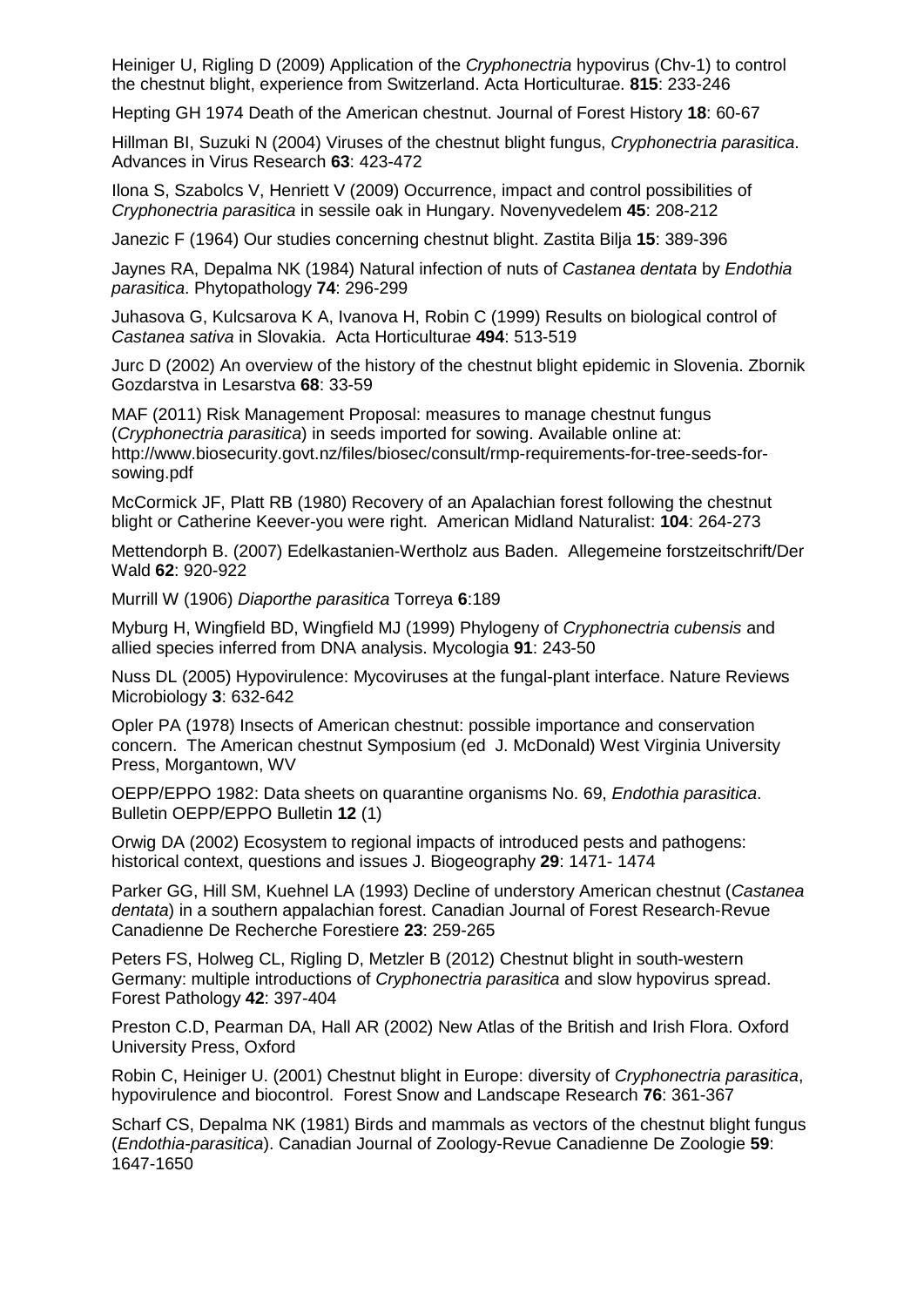Heiniger U, Rigling D (2009) Application of the *Cryphonectria* hypovirus (Chv-1) to control the chestnut blight, experience from Switzerland. Acta Horticulturae. **815**: 233-246

Hepting GH 1974 Death of the American chestnut. Journal of Forest History **18**: 60-67

Hillman BI, Suzuki N (2004) Viruses of the chestnut blight fungus, *Cryphonectria parasitica*. Advances in Virus Research **63**: 423-472

Ilona S, Szabolcs V, Henriett V (2009) Occurrence, impact and control possibilities of *Cryphonectria parasitica* in sessile oak in Hungary. Novenyvedelem **45**: 208-212

Janezic F (1964) Our studies concerning chestnut blight. Zastita Bilja **15**: 389-396

Jaynes RA, Depalma NK (1984) Natural infection of nuts of *Castanea dentata* by *Endothia parasitica*. Phytopathology **74**: 296-299

Juhasova G, Kulcsarova K A, Ivanova H, Robin C (1999) Results on biological control of *Castanea sativa* in Slovakia. Acta Horticulturae **494**: 513-519

Jurc D (2002) An overview of the history of the chestnut blight epidemic in Slovenia. Zbornik Gozdarstva in Lesarstva **68**: 33-59

MAF (2011) Risk Management Proposal: measures to manage chestnut fungus (*Cryphonectria parasitica*) in seeds imported for sowing. Available online at: http://www.biosecurity.govt.nz/files/biosec/consult/rmp-requirements-for-tree-seeds-for-sowing.pdf

McCormick JF, Platt RB (1980) Recovery of an Apalachian forest following the chestnut blight or Catherine Keever-you were right. American Midland Naturalist: **104**: 264-273

Mettendorph B. (2007) Edelkastanien-Wertholz aus Baden. Allegemeine forstzeitschrift/Der Wald **62**: 920-922

Murrill W (1906) *Diaporthe parasitica* Torreya **6**:189

Myburg H, Wingfield BD, Wingfield MJ (1999) Phylogeny of *Cryphonectria cubensis* and allied species inferred from DNA analysis. Mycologia **91**: 243-50

Nuss DL (2005) Hypovirulence: Mycoviruses at the fungal-plant interface. Nature Reviews Microbiology **3**: 632-642

Opler PA (1978) Insects of American chestnut: possible importance and conservation concern. The American chestnut Symposium (ed J. McDonald) West Virginia University Press, Morgantown, WV

OEPP/EPPO 1982: Data sheets on quarantine organisms No. 69, *Endothia parasitica*. Bulletin OEPP/EPPO Bulletin **12** (1)

Orwig DA (2002) Ecosystem to regional impacts of introduced pests and pathogens: historical context, questions and issues J. Biogeography **29**: 1471- 1474

Parker GG, Hill SM, Kuehnel LA (1993) Decline of understory American chestnut (*Castanea dentata*) in a southern appalachian forest. Canadian Journal of Forest Research-Revue Canadienne De Recherche Forestiere **23**: 259-265

Peters FS, Holweg CL, Rigling D, Metzler B (2012) Chestnut blight in south-western Germany: multiple introductions of *Cryphonectria parasitica* and slow hypovirus spread. Forest Pathology **42**: 397-404

Preston C.D, Pearman DA, Hall AR (2002) New Atlas of the British and Irish Flora. Oxford University Press, Oxford

Robin C, Heiniger U. (2001) Chestnut blight in Europe: diversity of *Cryphonectria parasitica*, hypovirulence and biocontrol. Forest Snow and Landscape Research **76**: 361-367

Scharf CS, Depalma NK (1981) Birds and mammals as vectors of the chestnut blight fungus (*Endothia-parasitica*). Canadian Journal of Zoology-Revue Canadienne De Zoologie **59**: 1647-1650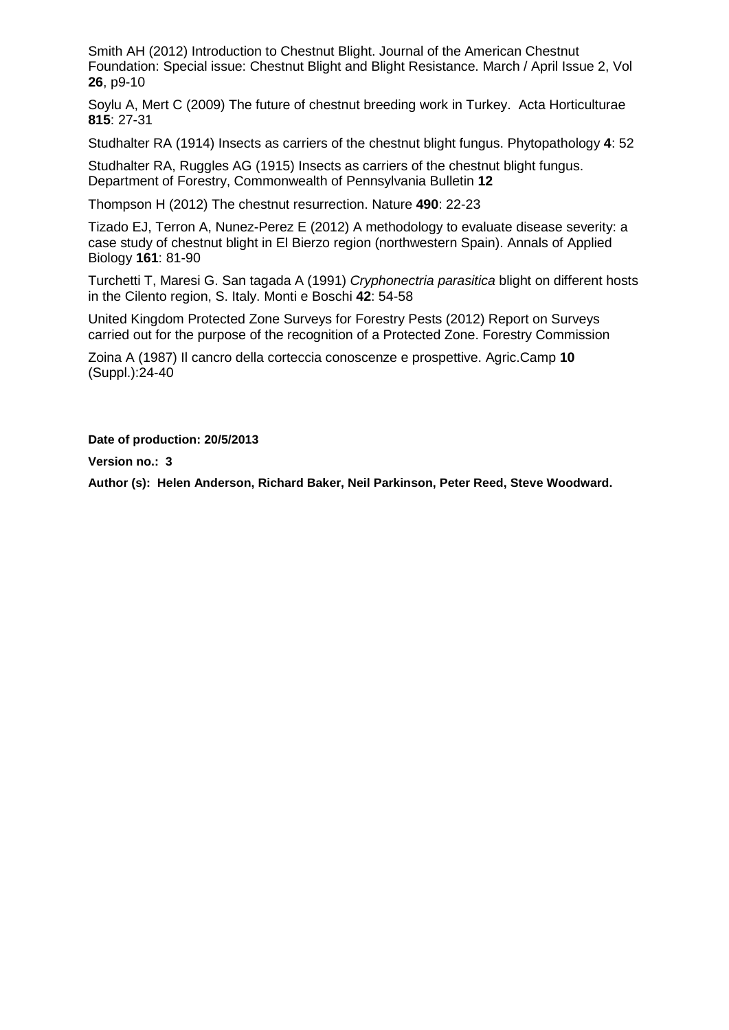Smith AH (2012) Introduction to Chestnut Blight. Journal of the American Chestnut Foundation: Special issue: Chestnut Blight and Blight Resistance. March / April Issue 2, Vol **26**, p9-10

Soylu A, Mert C (2009) The future of chestnut breeding work in Turkey. Acta Horticulturae **815**: 27-31

Studhalter RA (1914) Insects as carriers of the chestnut blight fungus. Phytopathology **4**: 52

Studhalter RA, Ruggles AG (1915) Insects as carriers of the chestnut blight fungus. Department of Forestry, Commonwealth of Pennsylvania Bulletin **12**

Thompson H (2012) The chestnut resurrection. Nature **490**: 22-23

Tizado EJ, Terron A, Nunez-Perez E (2012) A methodology to evaluate disease severity: a case study of chestnut blight in El Bierzo region (northwestern Spain). Annals of Applied Biology **161**: 81-90

Turchetti T, Maresi G. San tagada A (1991) *Cryphonectria parasitica* blight on different hosts in the Cilento region, S. Italy. Monti e Boschi **42**: 54-58

United Kingdom Protected Zone Surveys for Forestry Pests (2012) Report on Surveys carried out for the purpose of the recognition of a Protected Zone. Forestry Commission

Zoina A (1987) Il cancro della corteccia conoscenze e prospettive. Agric.Camp **10** (Suppl.):24-40

**Date of production: 20/5/2013**

**Version no.: 3**

**Author (s): Helen Anderson, Richard Baker, Neil Parkinson, Peter Reed, Steve Woodward.**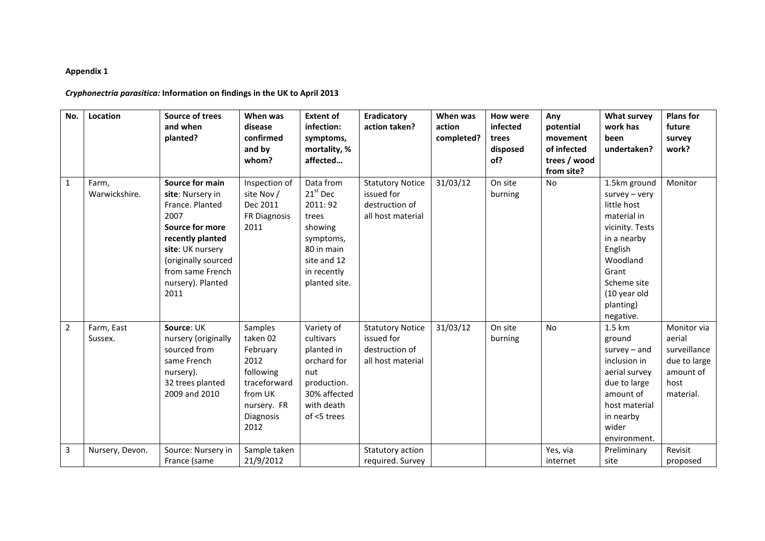**Appendix 1**

***Cryphonectria parasitica:*** **Information on findings in the UK to April 2013**

| No. | Location | Source of trees and when planted? | When was disease confirmed and by whom? | Extent of infection: symptoms, mortality, % affected… | Eradicatory action taken? | When was action completed? | How were infected trees disposed of? | Any potential movement of infected trees / wood from site? | What survey work has been undertaken? | Plans for future survey work? |
|---|---|---|---|---|---|---|---|---|---|---|
| 1 | Farm, Warwickshire. | **Source for main site**: Nursery in France. Planted 2007 **Source for more recently planted site**: UK nursery (originally sourced from same French nursery). Planted 2011 | Inspection of site Nov / Dec 2011 FR Diagnosis 2011 | Data from 21st Dec 2011: 92 trees showing symptoms, 80 in main site and 12 in recently planted site. | Statutory Notice issued for destruction of all host material | 31/03/12 | On site burning | No | 1.5km ground survey – very little host material in vicinity. Tests in a nearby English Woodland Grant Scheme site (10 year old planting) negative. | Monitor |
| 2 | Farm, East Sussex. | **Source**: UK nursery (originally sourced from same French nursery). 32 trees planted 2009 and 2010 | Samples taken 02 February 2012 following traceforward from UK nursery. FR Diagnosis 2012 | Variety of cultivars planted in orchard for nut production. 30% affected with death of <5 trees | Statutory Notice issued for destruction of all host material | 31/03/12 | On site burning | No | 1.5 km ground survey – and inclusion in aerial survey due to large amount of host material in nearby wider environment. | Monitor via aerial surveillance due to large amount of host material. |
| 3 | Nursery, Devon. | Source: Nursery in France (same | Sample taken 21/9/2012 | | Statutory action required. Survey | | | Yes, via internet | Preliminary site | Revisit proposed |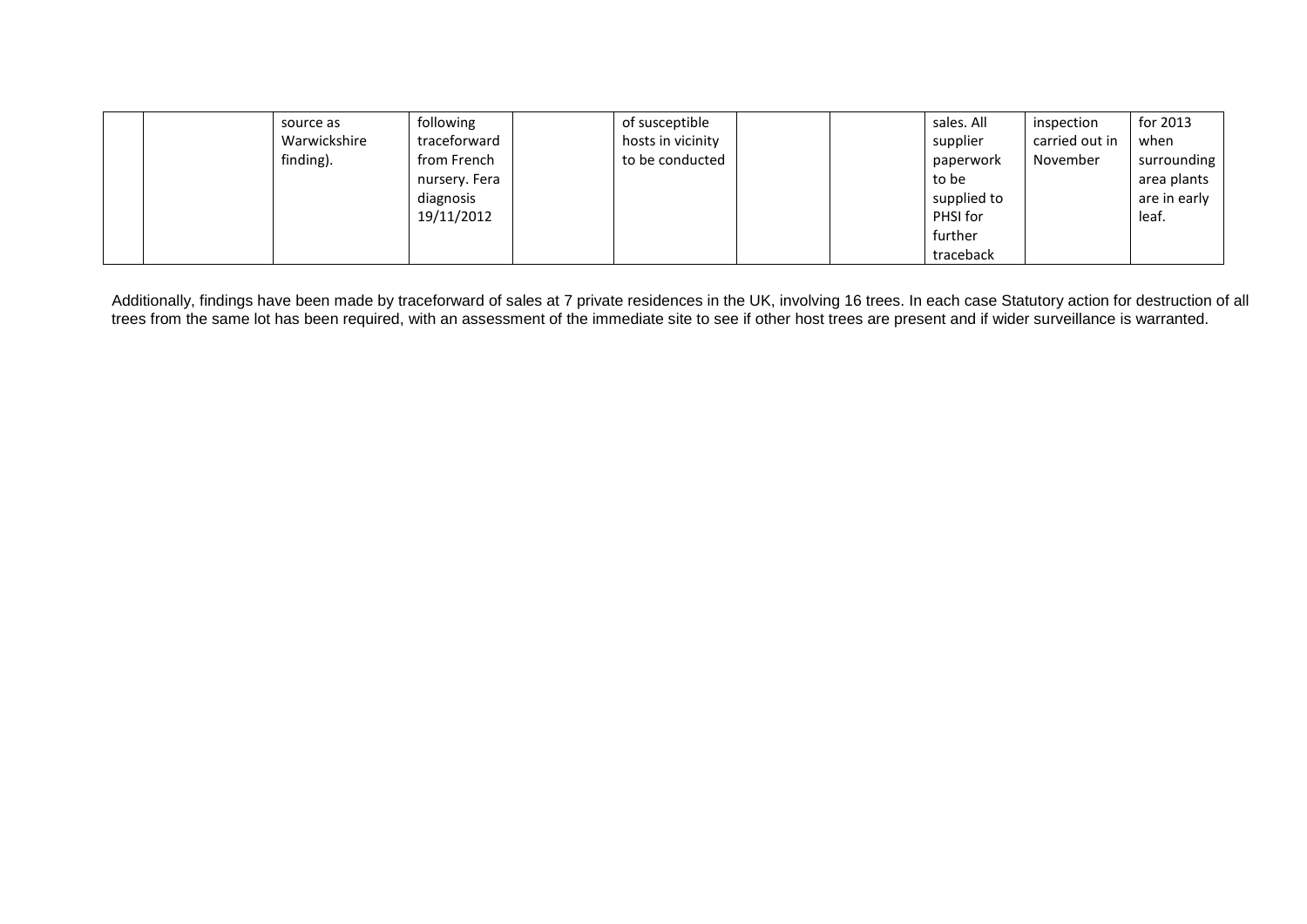| | | | | | | | | | | | |
|---|---|---|---|---|---|---|---|---|---|---|---|
| | | source as Warwickshire finding). | following traceforward from French nursery. Fera diagnosis 19/11/2012 | | of susceptible hosts in vicinity to be conducted | | | sales. All supplier paperwork to be supplied to PHSI for further traceback | inspection carried out in November | for 2013 when surrounding area plants are in early leaf. |

Additionally, findings have been made by traceforward of sales at 7 private residences in the UK, involving 16 trees. In each case Statutory action for destruction of all trees from the same lot has been required, with an assessment of the immediate site to see if other host trees are present and if wider surveillance is warranted.